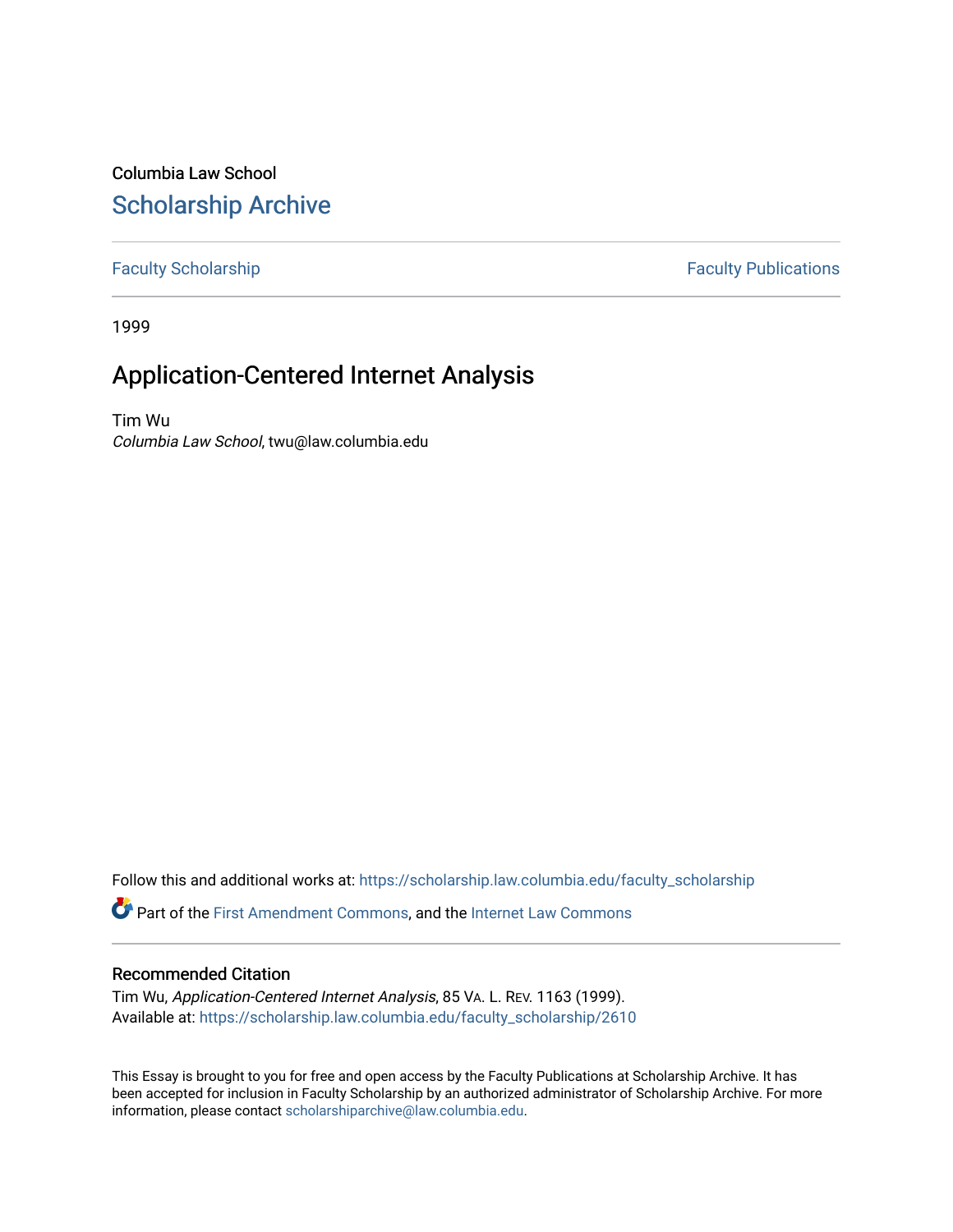Columbia Law School

# Scholarship Archive

Faculty Scholarship

Faculty Publications

1999

## Application-Centered Internet Analysis

Tim Wu
*Columbia Law School*, twu@law.columbia.edu

Follow this and additional works at: https://scholarship.law.columbia.edu/faculty_scholarship

Part of the First Amendment Commons, and the Internet Law Commons

### Recommended Citation

Tim Wu, *Application-Centered Internet Analysis*, 85 VA. L. REV. 1163 (1999).
Available at: https://scholarship.law.columbia.edu/faculty_scholarship/2610

This Essay is brought to you for free and open access by the Faculty Publications at Scholarship Archive. It has been accepted for inclusion in Faculty Scholarship by an authorized administrator of Scholarship Archive. For more information, please contact scholarshiparchive@law.columbia.edu.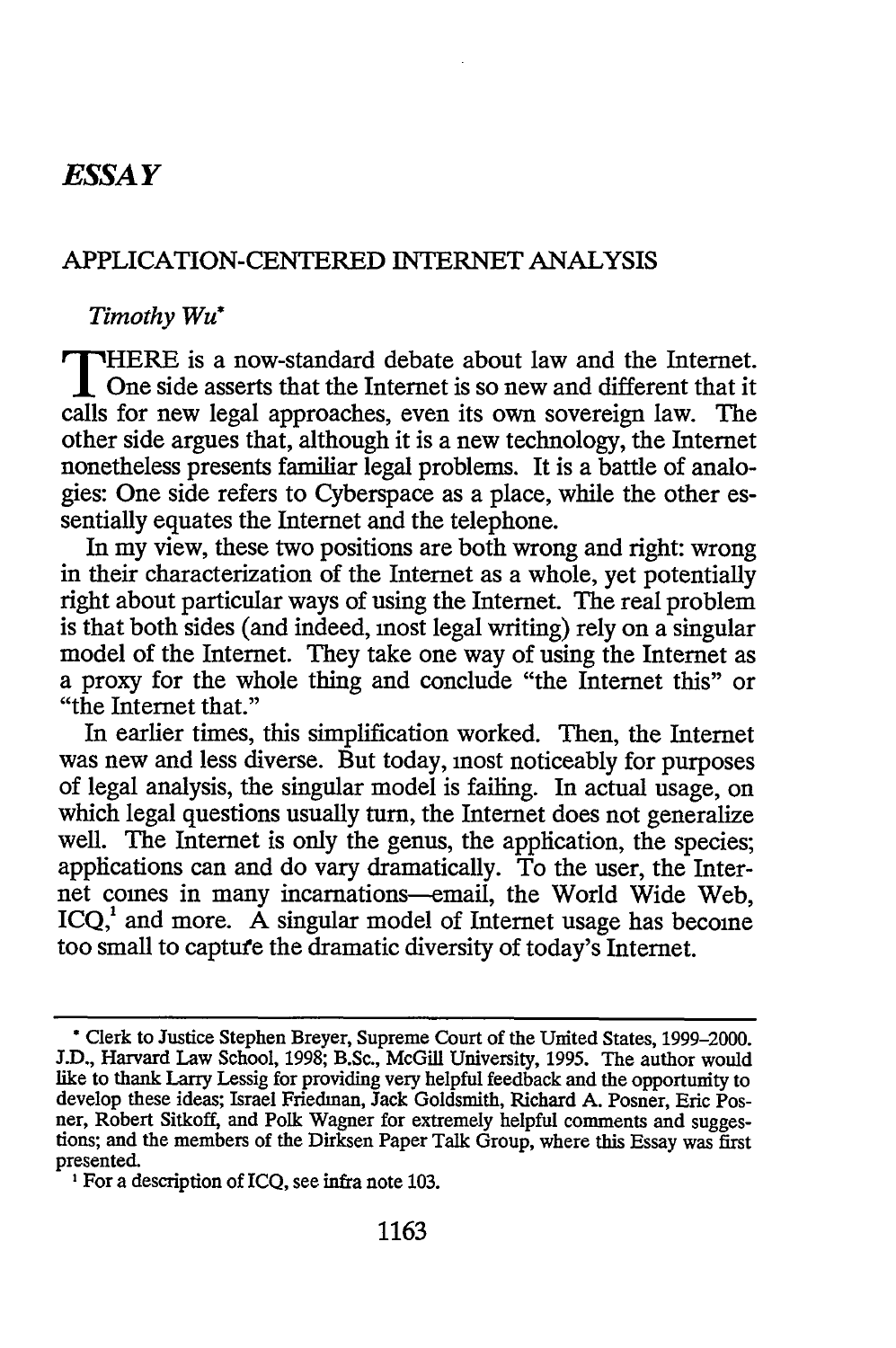## *ESSAY*

# APPLICATION-CENTERED INTERNET ANALYSIS

*Timothy Wu**

THERE is a now-standard debate about law and the Internet. One side asserts that the Internet is so new and different that it calls for new legal approaches, even its own sovereign law. The other side argues that, although it is a new technology, the Internet nonetheless presents familiar legal problems. It is a battle of analogies: One side refers to Cyberspace as a place, while the other essentially equates the Internet and the telephone.

In my view, these two positions are both wrong and right: wrong in their characterization of the Internet as a whole, yet potentially right about particular ways of using the Internet. The real problem is that both sides (and indeed, most legal writing) rely on a singular model of the Internet. They take one way of using the Internet as a proxy for the whole thing and conclude "the Internet this" or "the Internet that."

In earlier times, this simplification worked. Then, the Internet was new and less diverse. But today, most noticeably for purposes of legal analysis, the singular model is failing. In actual usage, on which legal questions usually turn, the Internet does not generalize well. The Internet is only the genus, the application, the species; applications can and do vary dramatically. To the user, the Internet comes in many incarnations—email, the World Wide Web, ICQ,[1] and more. A singular model of Internet usage has become too small to capture the dramatic diversity of today's Internet.

---

* Clerk to Justice Stephen Breyer, Supreme Court of the United States, 1999–2000. J.D., Harvard Law School, 1998; B.Sc., McGill University, 1995. The author would like to thank Larry Lessig for providing very helpful feedback and the opportunity to develop these ideas; Israel Friedman, Jack Goldsmith, Richard A. Posner, Eric Posner, Robert Sitkoff, and Polk Wagner for extremely helpful comments and suggestions; and the members of the Dirksen Paper Talk Group, where this Essay was first presented.

[1] For a description of ICQ, see infra note 103.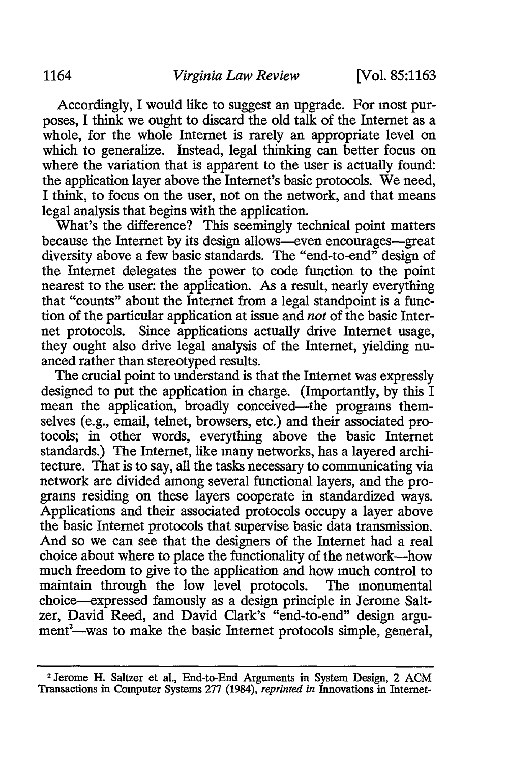Accordingly, I would like to suggest an upgrade. For most purposes, I think we ought to discard the old talk of the Internet as a whole, for the whole Internet is rarely an appropriate level on which to generalize. Instead, legal thinking can better focus on where the variation that is apparent to the user is actually found: the application layer above the Internet's basic protocols. We need, I think, to focus on the user, not on the network, and that means legal analysis that begins with the application.

What's the difference? This seemingly technical point matters because the Internet by its design allows—even encourages—great diversity above a few basic standards. The "end-to-end" design of the Internet delegates the power to code function to the point nearest to the user: the application. As a result, nearly everything that "counts" about the Internet from a legal standpoint is a function of the particular application at issue and *not* of the basic Internet protocols. Since applications actually drive Internet usage, they ought also drive legal analysis of the Internet, yielding nuanced rather than stereotyped results.

The crucial point to understand is that the Internet was expressly designed to put the application in charge. (Importantly, by this I mean the application, broadly conceived—the programs themselves (e.g., email, telnet, browsers, etc.) and their associated protocols; in other words, everything above the basic Internet standards.) The Internet, like many networks, has a layered architecture. That is to say, all the tasks necessary to communicating via network are divided among several functional layers, and the programs residing on these layers cooperate in standardized ways. Applications and their associated protocols occupy a layer above the basic Internet protocols that supervise basic data transmission. And so we can see that the designers of the Internet had a real choice about where to place the functionality of the network—how much freedom to give to the application and how much control to maintain through the low level protocols. The monumental choice—expressed famously as a design principle in Jerome Saltzer, David Reed, and David Clark's "end-to-end" design argument[2]—was to make the basic Internet protocols simple, general,

---

[2] Jerome H. Saltzer et al., End-to-End Arguments in System Design, 2 ACM Transactions in Computer Systems 277 (1984), *reprinted in* Innovations in Internet-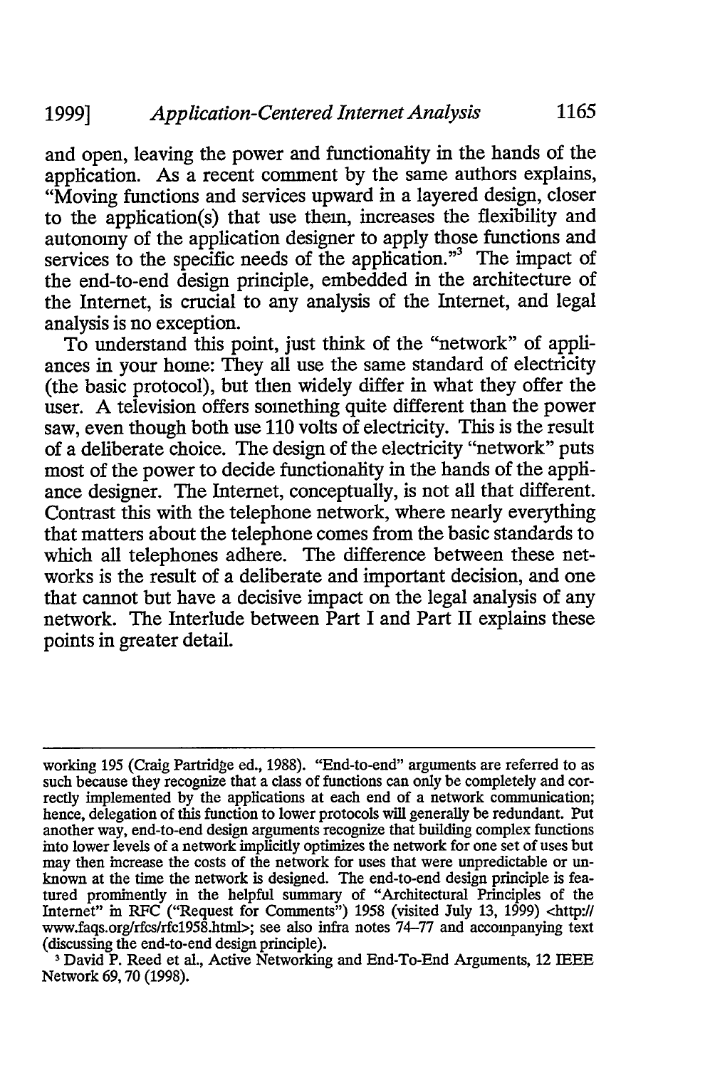and open, leaving the power and functionality in the hands of the application. As a recent comment by the same authors explains, "Moving functions and services upward in a layered design, closer to the application(s) that use them, increases the flexibility and autonomy of the application designer to apply those functions and services to the specific needs of the application."[3] The impact of the end-to-end design principle, embedded in the architecture of the Internet, is crucial to any analysis of the Internet, and legal analysis is no exception.

To understand this point, just think of the "network" of appliances in your home: They all use the same standard of electricity (the basic protocol), but then widely differ in what they offer the user. A television offers something quite different than the power saw, even though both use 110 volts of electricity. This is the result of a deliberate choice. The design of the electricity "network" puts most of the power to decide functionality in the hands of the appliance designer. The Internet, conceptually, is not all that different. Contrast this with the telephone network, where nearly everything that matters about the telephone comes from the basic standards to which all telephones adhere. The difference between these networks is the result of a deliberate and important decision, and one that cannot but have a decisive impact on the legal analysis of any network. The Interlude between Part I and Part II explains these points in greater detail.

---

working 195 (Craig Partridge ed., 1988). "End-to-end" arguments are referred to as such because they recognize that a class of functions can only be completely and correctly implemented by the applications at each end of a network communication; hence, delegation of this function to lower protocols will generally be redundant. Put another way, end-to-end design arguments recognize that building complex functions into lower levels of a network implicitly optimizes the network for one set of uses but may then increase the costs of the network for uses that were unpredictable or unknown at the time the network is designed. The end-to-end design principle is featured prominently in the helpful summary of "Architectural Principles of the Internet" in RFC ("Request for Comments") 1958 (visited July 13, 1999) <http://www.faqs.org/rfcs/rfc1958.html>; see also infra notes 74–77 and accompanying text (discussing the end-to-end design principle).

[3] David P. Reed et al., Active Networking and End-To-End Arguments, 12 IEEE Network 69, 70 (1998).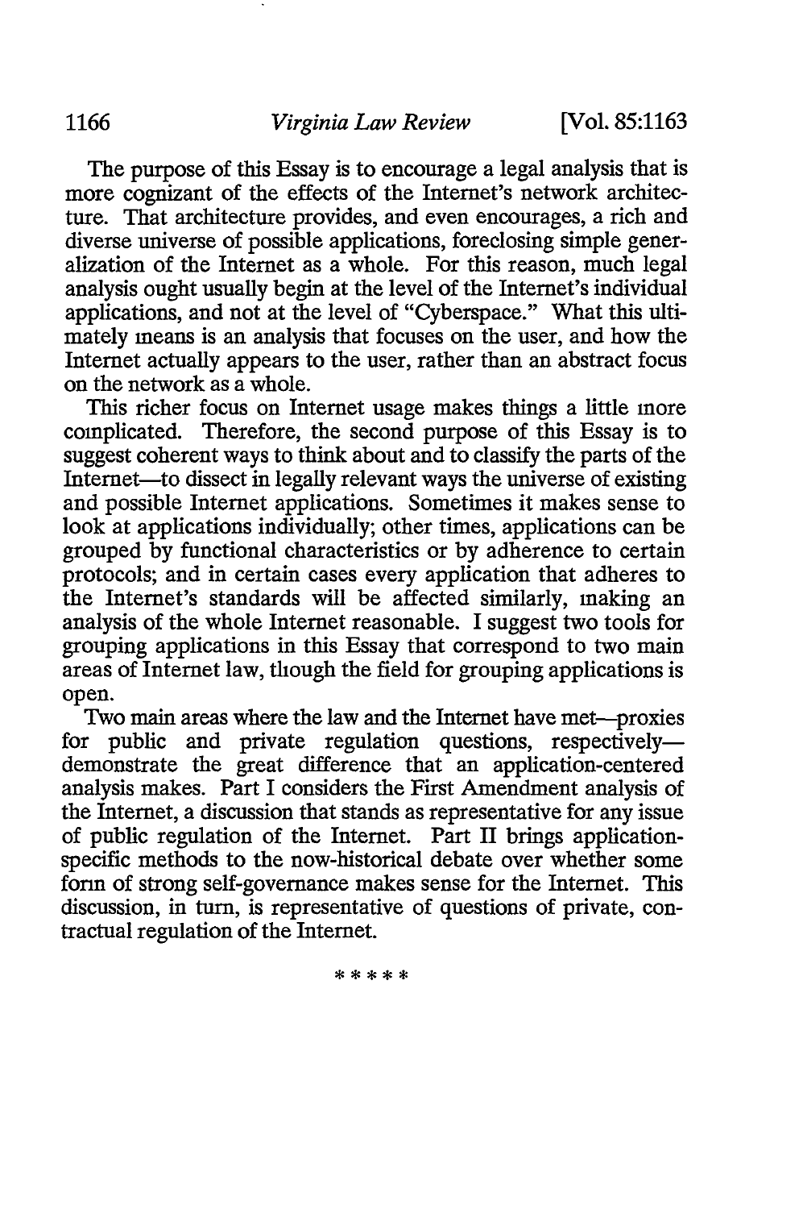The purpose of this Essay is to encourage a legal analysis that is more cognizant of the effects of the Internet's network architecture. That architecture provides, and even encourages, a rich and diverse universe of possible applications, foreclosing simple generalization of the Internet as a whole. For this reason, much legal analysis ought usually begin at the level of the Internet's individual applications, and not at the level of "Cyberspace." What this ultimately means is an analysis that focuses on the user, and how the Internet actually appears to the user, rather than an abstract focus on the network as a whole.

This richer focus on Internet usage makes things a little more complicated. Therefore, the second purpose of this Essay is to suggest coherent ways to think about and to classify the parts of the Internet—to dissect in legally relevant ways the universe of existing and possible Internet applications. Sometimes it makes sense to look at applications individually; other times, applications can be grouped by functional characteristics or by adherence to certain protocols; and in certain cases every application that adheres to the Internet's standards will be affected similarly, making an analysis of the whole Internet reasonable. I suggest two tools for grouping applications in this Essay that correspond to two main areas of Internet law, though the field for grouping applications is open.

Two main areas where the law and the Internet have met—proxies for public and private regulation questions, respectively—demonstrate the great difference that an application-centered analysis makes. Part I considers the First Amendment analysis of the Internet, a discussion that stands as representative for any issue of public regulation of the Internet. Part II brings application-specific methods to the now-historical debate over whether some form of strong self-governance makes sense for the Internet. This discussion, in turn, is representative of questions of private, contractual regulation of the Internet.

\* \* \* \* \*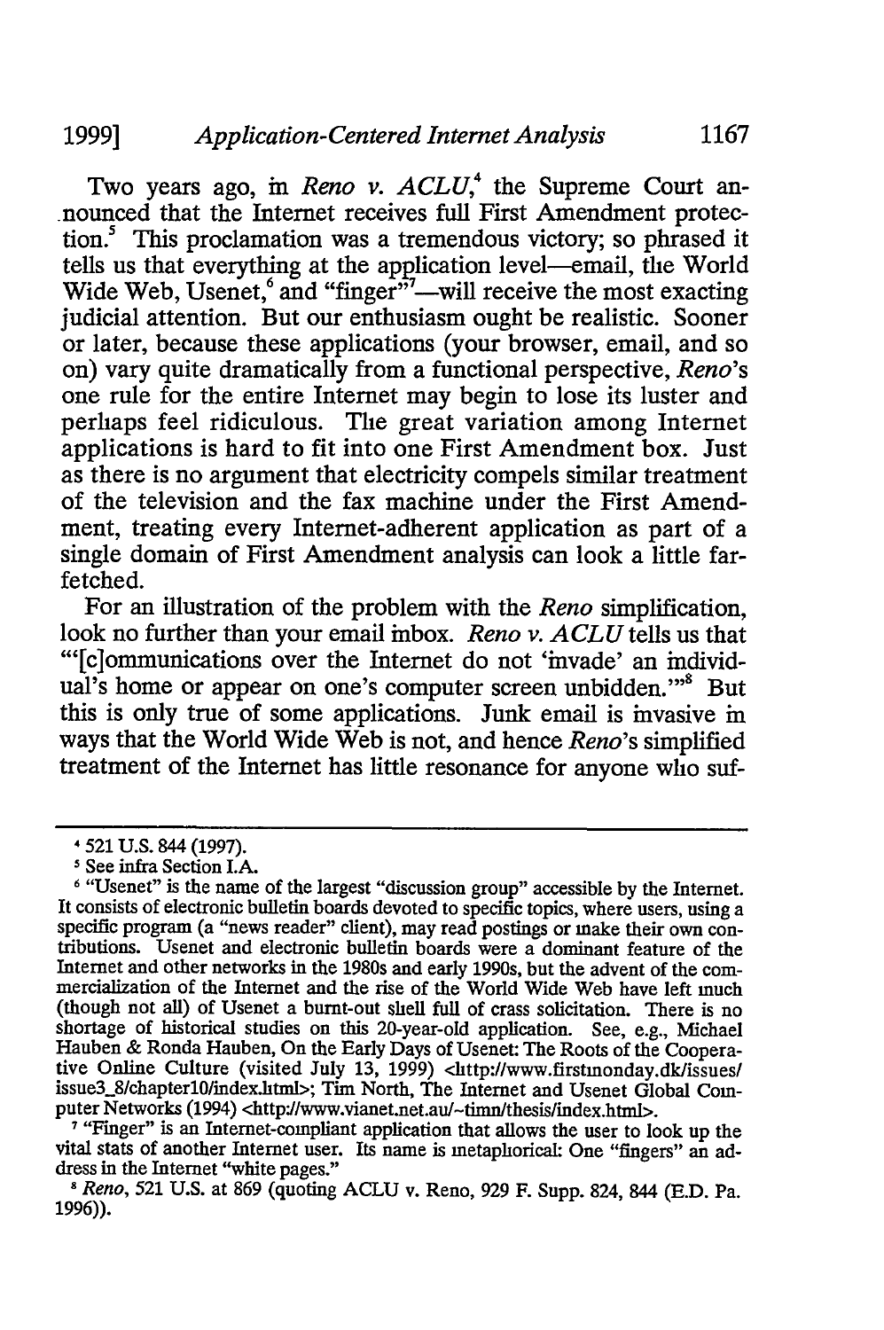Two years ago, in *Reno v. ACLU*,[4] the Supreme Court announced that the Internet receives full First Amendment protection.[5] This proclamation was a tremendous victory; so phrased it tells us that everything at the application level—email, the World Wide Web, Usenet,[6] and "finger"[7]—will receive the most exacting judicial attention. But our enthusiasm ought be realistic. Sooner or later, because these applications (your browser, email, and so on) vary quite dramatically from a functional perspective, *Reno*'s one rule for the entire Internet may begin to lose its luster and perhaps feel ridiculous. The great variation among Internet applications is hard to fit into one First Amendment box. Just as there is no argument that electricity compels similar treatment of the television and the fax machine under the First Amendment, treating every Internet-adherent application as part of a single domain of First Amendment analysis can look a little farfetched.

For an illustration of the problem with the *Reno* simplification, look no further than your email inbox. *Reno v. ACLU* tells us that "'[c]ommunications over the Internet do not 'invade' an individual's home or appear on one's computer screen unbidden.'"[8] But this is only true of some applications. Junk email is invasive in ways that the World Wide Web is not, and hence *Reno*'s simplified treatment of the Internet has little resonance for anyone who suf-

---

[4] 521 U.S. 844 (1997).

[5] See infra Section I.A.

[6] "Usenet" is the name of the largest "discussion group" accessible by the Internet. It consists of electronic bulletin boards devoted to specific topics, where users, using a specific program (a "news reader" client), may read postings or make their own contributions. Usenet and electronic bulletin boards were a dominant feature of the Internet and other networks in the 1980s and early 1990s, but the advent of the commercialization of the Internet and the rise of the World Wide Web have left much (though not all) of Usenet a burnt-out shell full of crass solicitation. There is no shortage of historical studies on this 20-year-old application. See, e.g., Michael Hauben & Ronda Hauben, On the Early Days of Usenet: The Roots of the Cooperative Online Culture (visited July 13, 1999) <http://www.firstmonday.dk/issues/issue3_8/chapter10/index.html>; Tim North, The Internet and Usenet Global Computer Networks (1994) <http://www.vianet.net.au/~timn/thesis/index.html>.

[7] "Finger" is an Internet-compliant application that allows the user to look up the vital stats of another Internet user. Its name is metaphorical: One "fingers" an address in the Internet "white pages."

[8] *Reno*, 521 U.S. at 869 (quoting ACLU v. Reno, 929 F. Supp. 824, 844 (E.D. Pa. 1996)).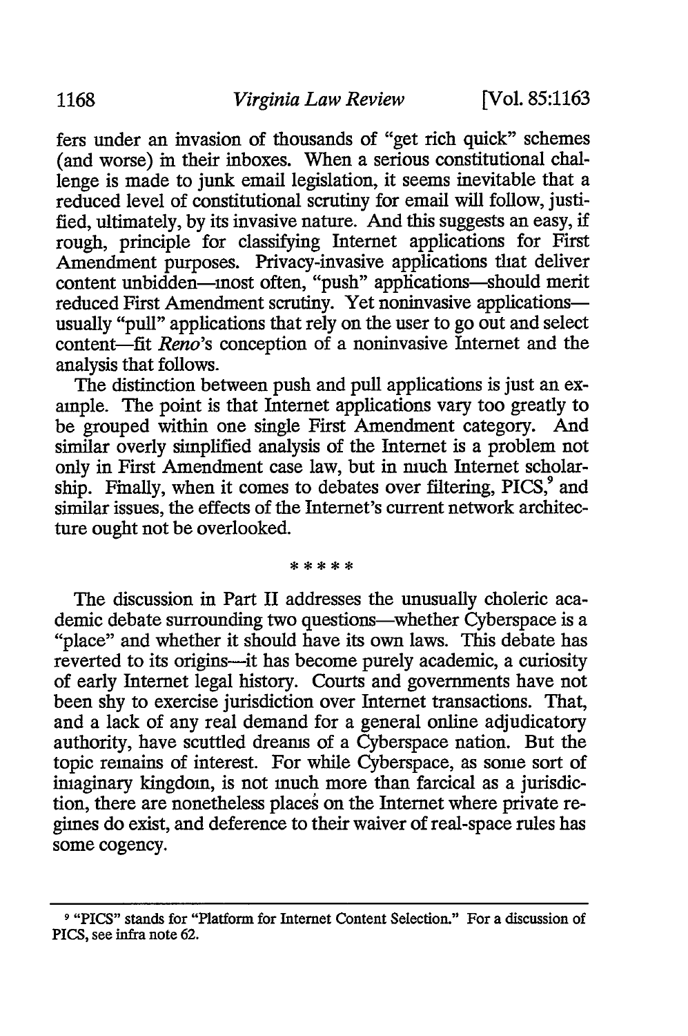fers under an invasion of thousands of "get rich quick" schemes (and worse) in their inboxes. When a serious constitutional challenge is made to junk email legislation, it seems inevitable that a reduced level of constitutional scrutiny for email will follow, justified, ultimately, by its invasive nature. And this suggests an easy, if rough, principle for classifying Internet applications for First Amendment purposes. Privacy-invasive applications that deliver content unbidden—most often, "push" applications—should merit reduced First Amendment scrutiny. Yet noninvasive applications—usually "pull" applications that rely on the user to go out and select content—fit *Reno*'s conception of a noninvasive Internet and the analysis that follows.

The distinction between push and pull applications is just an example. The point is that Internet applications vary too greatly to be grouped within one single First Amendment category. And similar overly simplified analysis of the Internet is a problem not only in First Amendment case law, but in much Internet scholarship. Finally, when it comes to debates over filtering, PICS,[9] and similar issues, the effects of the Internet's current network architecture ought not be overlooked.

\* \* \* \* \*

The discussion in Part II addresses the unusually choleric academic debate surrounding two questions—whether Cyberspace is a "place" and whether it should have its own laws. This debate has reverted to its origins—it has become purely academic, a curiosity of early Internet legal history. Courts and governments have not been shy to exercise jurisdiction over Internet transactions. That, and a lack of any real demand for a general online adjudicatory authority, have scuttled dreams of a Cyberspace nation. But the topic remains of interest. For while Cyberspace, as some sort of imaginary kingdom, is not much more than farcical as a jurisdiction, there are nonetheless places on the Internet where private regimes do exist, and deference to their waiver of real-space rules has some cogency.

---

[9] "PICS" stands for "Platform for Internet Content Selection." For a discussion of PICS, see infra note 62.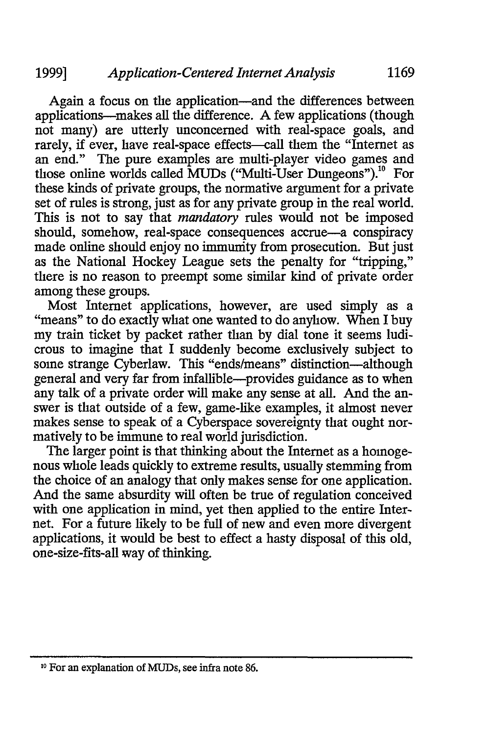Again a focus on the application—and the differences between applications—makes all the difference. A few applications (though not many) are utterly unconcerned with real-space goals, and rarely, if ever, have real-space effects—call them the "Internet as an end." The pure examples are multi-player video games and those online worlds called MUDs ("Multi-User Dungeons").[10] For these kinds of private groups, the normative argument for a private set of rules is strong, just as for any private group in the real world. This is not to say that *mandatory* rules would not be imposed should, somehow, real-space consequences accrue—a conspiracy made online should enjoy no immunity from prosecution. But just as the National Hockey League sets the penalty for "tripping," there is no reason to preempt some similar kind of private order among these groups.

Most Internet applications, however, are used simply as a "means" to do exactly what one wanted to do anyhow. When I buy my train ticket by packet rather than by dial tone it seems ludicrous to imagine that I suddenly become exclusively subject to some strange Cyberlaw. This "ends/means" distinction—although general and very far from infallible—provides guidance as to when any talk of a private order will make any sense at all. And the answer is that outside of a few, game-like examples, it almost never makes sense to speak of a Cyberspace sovereignty that ought normatively to be immune to real world jurisdiction.

The larger point is that thinking about the Internet as a homogenous whole leads quickly to extreme results, usually stemming from the choice of an analogy that only makes sense for one application. And the same absurdity will often be true of regulation conceived with one application in mind, yet then applied to the entire Internet. For a future likely to be full of new and even more divergent applications, it would be best to effect a hasty disposal of this old, one-size-fits-all way of thinking.

---

[10] For an explanation of MUDs, see infra note 86.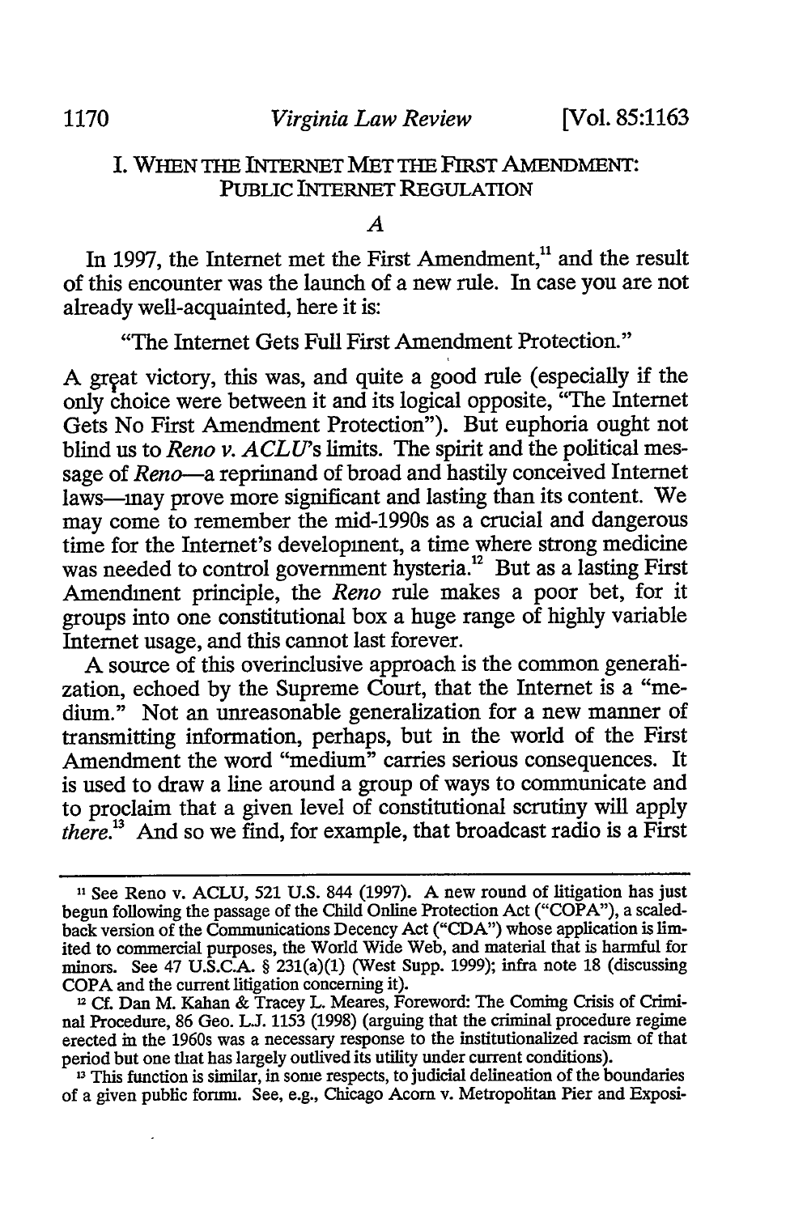## I. WHEN THE INTERNET MET THE FIRST AMENDMENT: PUBLIC INTERNET REGULATION

### A

In 1997, the Internet met the First Amendment,[11] and the result of this encounter was the launch of a new rule. In case you are not already well-acquainted, here it is:

"The Internet Gets Full First Amendment Protection."

A great victory, this was, and quite a good rule (especially if the only choice were between it and its logical opposite, "The Internet Gets No First Amendment Protection"). But euphoria ought not blind us to *Reno v. ACLU*'s limits. The spirit and the political message of *Reno*—a reprimand of broad and hastily conceived Internet laws—may prove more significant and lasting than its content. We may come to remember the mid-1990s as a crucial and dangerous time for the Internet's development, a time where strong medicine was needed to control government hysteria.[12] But as a lasting First Amendment principle, the *Reno* rule makes a poor bet, for it groups into one constitutional box a huge range of highly variable Internet usage, and this cannot last forever.

A source of this overinclusive approach is the common generalization, echoed by the Supreme Court, that the Internet is a "medium." Not an unreasonable generalization for a new manner of transmitting information, perhaps, but in the world of the First Amendment the word "medium" carries serious consequences. It is used to draw a line around a group of ways to communicate and to proclaim that a given level of constitutional scrutiny will apply *there*.[13] And so we find, for example, that broadcast radio is a First

---

[11] See Reno v. ACLU, 521 U.S. 844 (1997). A new round of litigation has just begun following the passage of the Child Online Protection Act ("COPA"), a scaled-back version of the Communications Decency Act ("CDA") whose application is limited to commercial purposes, the World Wide Web, and material that is harmful for minors. See 47 U.S.C.A. § 231(a)(1) (West Supp. 1999); infra note 18 (discussing COPA and the current litigation concerning it).

[12] Cf. Dan M. Kahan & Tracey L. Meares, Foreword: The Coming Crisis of Criminal Procedure, 86 Geo. L.J. 1153 (1998) (arguing that the criminal procedure regime erected in the 1960s was a necessary response to the institutionalized racism of that period but one that has largely outlived its utility under current conditions).

[13] This function is similar, in some respects, to judicial delineation of the boundaries of a given public forum. See, e.g., Chicago Acorn v. Metropolitan Pier and Exposi-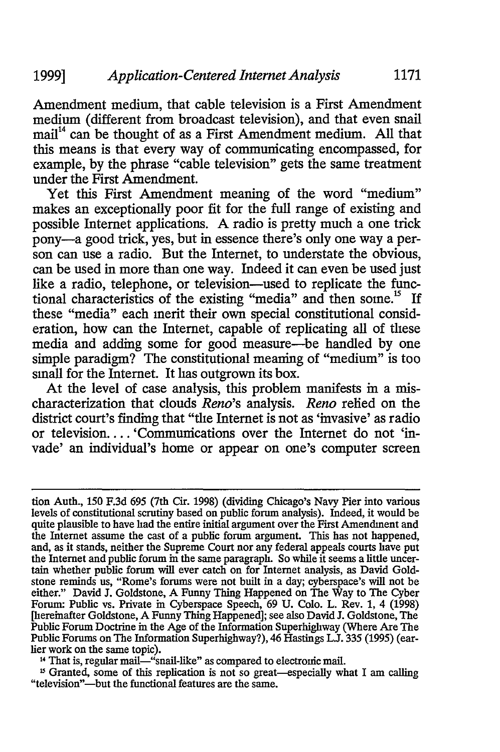Amendment medium, that cable television is a First Amendment medium (different from broadcast television), and that even snail mail[14] can be thought of as a First Amendment medium. All that this means is that every way of communicating encompassed, for example, by the phrase "cable television" gets the same treatment under the First Amendment.

Yet this First Amendment meaning of the word "medium" makes an exceptionally poor fit for the full range of existing and possible Internet applications. A radio is pretty much a one trick pony—a good trick, yes, but in essence there's only one way a person can use a radio. But the Internet, to understate the obvious, can be used in more than one way. Indeed it can even be used just like a radio, telephone, or television—used to replicate the functional characteristics of the existing "media" and then some.[15] If these "media" each merit their own special constitutional consideration, how can the Internet, capable of replicating all of these media and adding some for good measure—be handled by one simple paradigm? The constitutional meaning of "medium" is too small for the Internet. It has outgrown its box.

At the level of case analysis, this problem manifests in a mischaracterization that clouds *Reno*'s analysis. *Reno* relied on the district court's finding that "the Internet is not as 'invasive' as radio or television.... 'Communications over the Internet do not 'invade' an individual's home or appear on one's computer screen

---

tion Auth., 150 F.3d 695 (7th Cir. 1998) (dividing Chicago's Navy Pier into various levels of constitutional scrutiny based on public forum analysis). Indeed, it would be quite plausible to have had the entire initial argument over the First Amendment and the Internet assume the cast of a public forum argument. This has not happened, and, as it stands, neither the Supreme Court nor any federal appeals courts have put the Internet and public forum in the same paragraph. So while it seems a little uncertain whether public forum will ever catch on for Internet analysis, as David Goldstone reminds us, "Rome's forums were not built in a day; cyberspace's will not be either." David J. Goldstone, A Funny Thing Happened on The Way to The Cyber Forum: Public vs. Private in Cyberspace Speech, 69 U. Colo. L. Rev. 1, 4 (1998) [hereinafter Goldstone, A Funny Thing Happened]; see also David J. Goldstone, The Public Forum Doctrine in the Age of the Information Superhighway (Where Are The Public Forums on The Information Superhighway?), 46 Hastings L.J. 335 (1995) (earlier work on the same topic).

[14] That is, regular mail—"snail-like" as compared to electronic mail.

[15] Granted, some of this replication is not so great—especially what I am calling "television"—but the functional features are the same.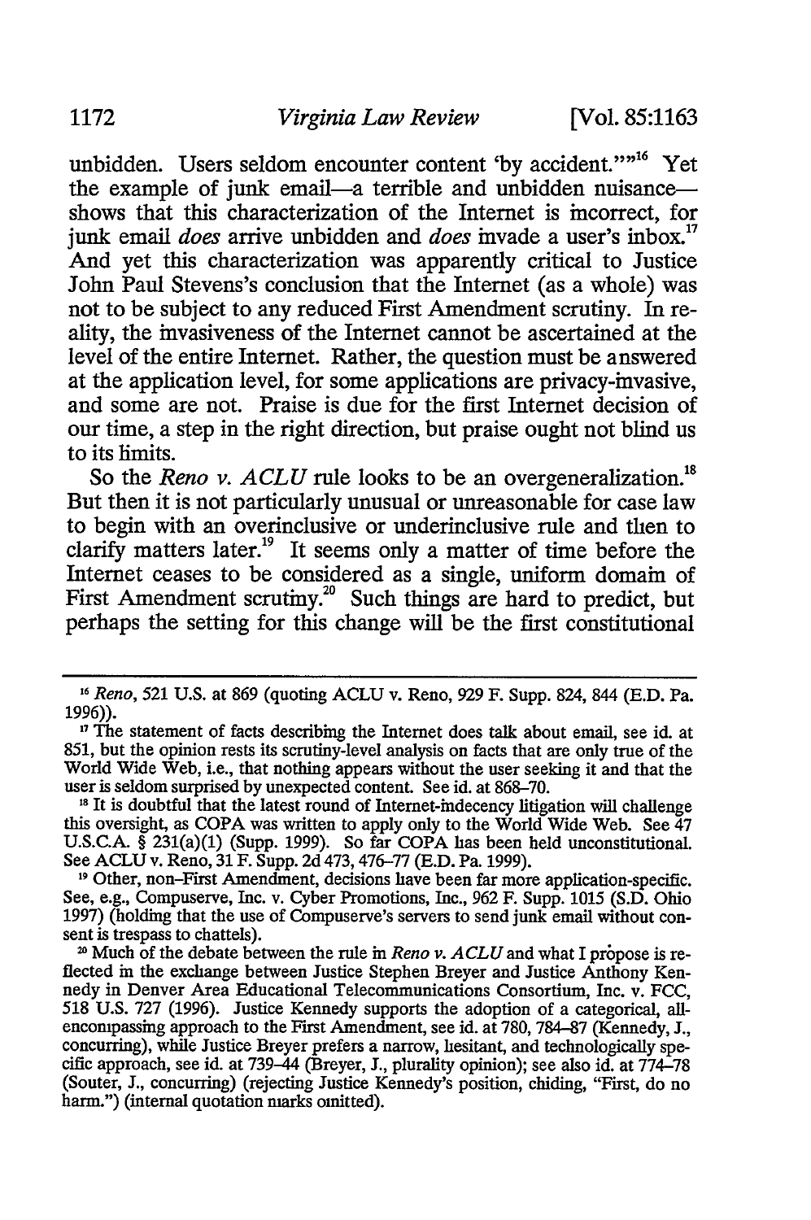unbidden. Users seldom encounter content 'by accident.'"'[16] Yet the example of junk email—a terrible and unbidden nuisance—shows that this characterization of the Internet is incorrect, for junk email *does* arrive unbidden and *does* invade a user's inbox.[17] And yet this characterization was apparently critical to Justice John Paul Stevens's conclusion that the Internet (as a whole) was not to be subject to any reduced First Amendment scrutiny. In reality, the invasiveness of the Internet cannot be ascertained at the level of the entire Internet. Rather, the question must be answered at the application level, for some applications are privacy-invasive, and some are not. Praise is due for the first Internet decision of our time, a step in the right direction, but praise ought not blind us to its limits.

So the *Reno v. ACLU* rule looks to be an overgeneralization.[18] But then it is not particularly unusual or unreasonable for case law to begin with an overinclusive or underinclusive rule and then to clarify matters later.[19] It seems only a matter of time before the Internet ceases to be considered as a single, uniform domain of First Amendment scrutiny.[20] Such things are hard to predict, but perhaps the setting for this change will be the first constitutional

---

[16] *Reno*, 521 U.S. at 869 (quoting ACLU v. Reno, 929 F. Supp. 824, 844 (E.D. Pa. 1996)).

[17] The statement of facts describing the Internet does talk about email, see id. at 851, but the opinion rests its scrutiny-level analysis on facts that are only true of the World Wide Web, i.e., that nothing appears without the user seeking it and that the user is seldom surprised by unexpected content. See id. at 868–70.

[18] It is doubtful that the latest round of Internet-indecency litigation will challenge this oversight, as COPA was written to apply only to the World Wide Web. See 47 U.S.C.A. § 231(a)(1) (Supp. 1999). So far COPA has been held unconstitutional. See ACLU v. Reno, 31 F. Supp. 2d 473, 476–77 (E.D. Pa. 1999).

[19] Other, non-First Amendment, decisions have been far more application-specific. See, e.g., Compuserve, Inc. v. Cyber Promotions, Inc., 962 F. Supp. 1015 (S.D. Ohio 1997) (holding that the use of Compuserve's servers to send junk email without consent is trespass to chattels).

[20] Much of the debate between the rule in *Reno v. ACLU* and what I propose is reflected in the exchange between Justice Stephen Breyer and Justice Anthony Kennedy in Denver Area Educational Telecommunications Consortium, Inc. v. FCC, 518 U.S. 727 (1996). Justice Kennedy supports the adoption of a categorical, all-encompassing approach to the First Amendment, see id. at 780, 784–87 (Kennedy, J., concurring), while Justice Breyer prefers a narrow, hesitant, and technologically specific approach, see id. at 739–44 (Breyer, J., plurality opinion); see also id. at 774–78 (Souter, J., concurring) (rejecting Justice Kennedy's position, chiding, "First, do no harm.") (internal quotation marks omitted).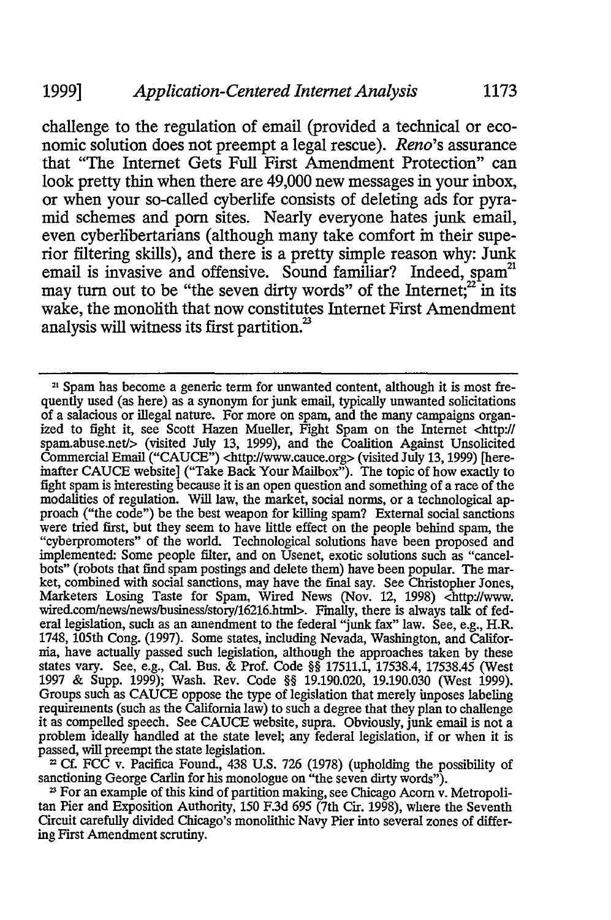challenge to the regulation of email (provided a technical or economic solution does not preempt a legal rescue). *Reno*'s assurance that "The Internet Gets Full First Amendment Protection" can look pretty thin when there are 49,000 new messages in your inbox, or when your so-called cyberlife consists of deleting ads for pyramid schemes and porn sites. Nearly everyone hates junk email, even cyberlibertarians (although many take comfort in their superior filtering skills), and there is a pretty simple reason why: Junk email is invasive and offensive. Sound familiar? Indeed, spam[21] may turn out to be "the seven dirty words" of the Internet;[22] in its wake, the monolith that now constitutes Internet First Amendment analysis will witness its first partition.[23]

---

[21] Spam has become a generic term for unwanted content, although it is most frequently used (as here) as a synonym for junk email, typically unwanted solicitations of a salacious or illegal nature. For more on spam, and the many campaigns organized to fight it, see Scott Hazen Mueller, Fight Spam on the Internet <http://spam.abuse.net/> (visited July 13, 1999), and the Coalition Against Unsolicited Commercial Email ("CAUCE") <http://www.cauce.org> (visited July 13, 1999) [hereinafter CAUCE website] ("Take Back Your Mailbox"). The topic of how exactly to fight spam is interesting because it is an open question and something of a race of the modalities of regulation. Will law, the market, social norms, or a technological approach ("the code") be the best weapon for killing spam? External social sanctions were tried first, but they seem to have little effect on the people behind spam, the "cyberpromoters" of the world. Technological solutions have been proposed and implemented: Some people filter, and on Usenet, exotic solutions such as "cancelbots" (robots that find spam postings and delete them) have been popular. The market, combined with social sanctions, may have the final say. See Christopher Jones, Marketers Losing Taste for Spam, Wired News (Nov. 12, 1998) <http://www.wired.com/news/news/business/story/16216.html>. Finally, there is always talk of federal legislation, such as an amendment to the federal "junk fax" law. See, e.g., H.R. 1748, 105th Cong. (1997). Some states, including Nevada, Washington, and California, have actually passed such legislation, although the approaches taken by these states vary. See, e.g., Cal. Bus. & Prof. Code §§ 17511.1, 17538.4, 17538.45 (West 1997 & Supp. 1999); Wash. Rev. Code §§ 19.190.020, 19.190.030 (West 1999). Groups such as CAUCE oppose the type of legislation that merely imposes labeling requirements (such as the California law) to such a degree that they plan to challenge it as compelled speech. See CAUCE website, supra. Obviously, junk email is not a problem ideally handled at the state level; any federal legislation, if or when it is passed, will preempt the state legislation.

[22] Cf. FCC v. Pacifica Found., 438 U.S. 726 (1978) (upholding the possibility of sanctioning George Carlin for his monologue on "the seven dirty words").

[23] For an example of this kind of partition making, see Chicago Acorn v. Metropolitan Pier and Exposition Authority, 150 F.3d 695 (7th Cir. 1998), where the Seventh Circuit carefully divided Chicago's monolithic Navy Pier into several zones of differing First Amendment scrutiny.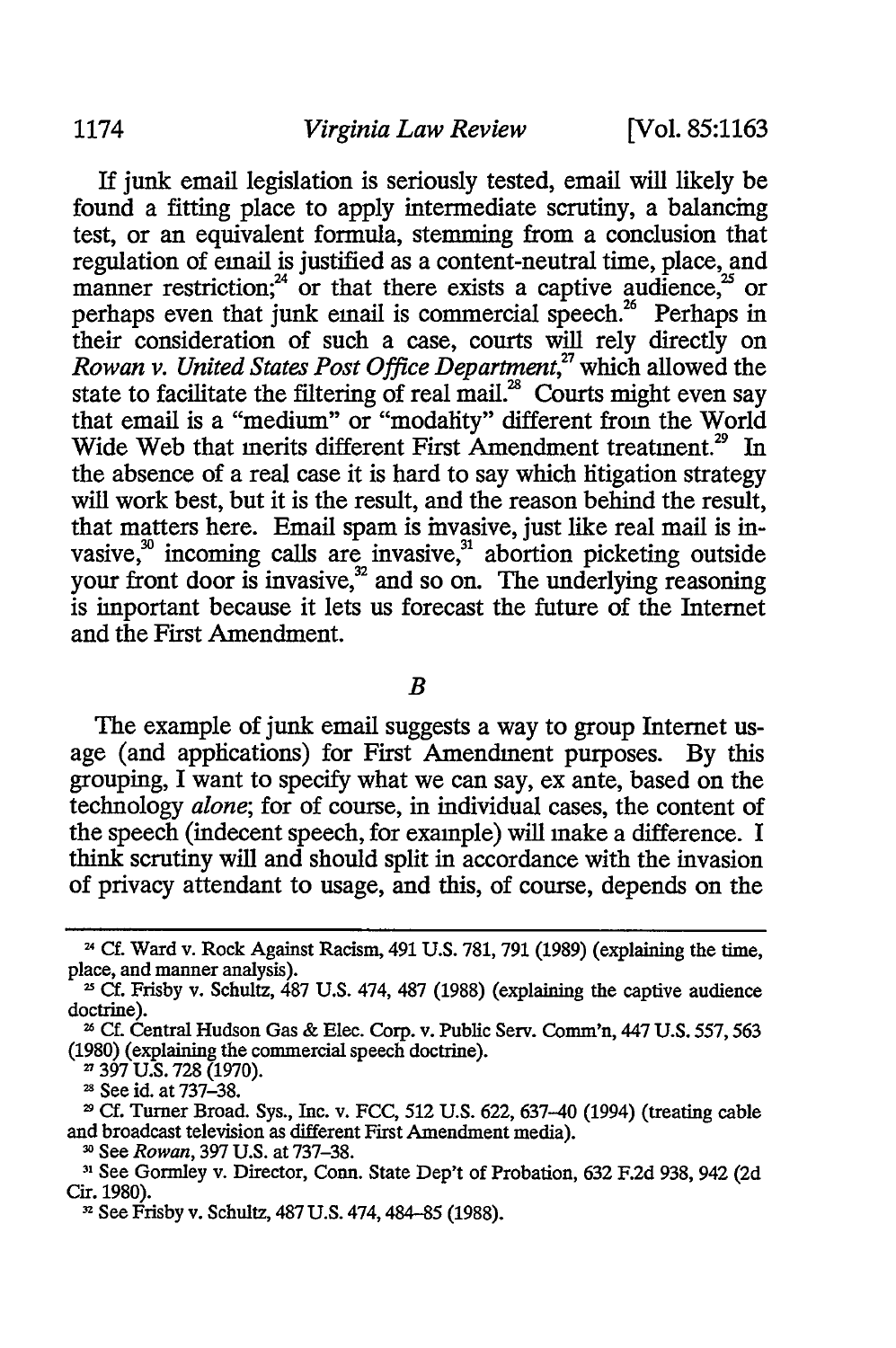If junk email legislation is seriously tested, email will likely be found a fitting place to apply intermediate scrutiny, a balancing test, or an equivalent formula, stemming from a conclusion that regulation of email is justified as a content-neutral time, place, and manner restriction;[24] or that there exists a captive audience,[25] or perhaps even that junk email is commercial speech.[26] Perhaps in their consideration of such a case, courts will rely directly on *Rowan v. United States Post Office Department*,[27] which allowed the state to facilitate the filtering of real mail.[28] Courts might even say that email is a "medium" or "modality" different from the World Wide Web that merits different First Amendment treatment.[29] In the absence of a real case it is hard to say which litigation strategy will work best, but it is the result, and the reason behind the result, that matters here. Email spam is invasive, just like real mail is invasive,[30] incoming calls are invasive,[31] abortion picketing outside your front door is invasive,[32] and so on. The underlying reasoning is important because it lets us forecast the future of the Internet and the First Amendment.

### *B*

The example of junk email suggests a way to group Internet usage (and applications) for First Amendment purposes. By this grouping, I want to specify what we can say, ex ante, based on the technology *alone*; for of course, in individual cases, the content of the speech (indecent speech, for example) will make a difference. I think scrutiny will and should split in accordance with the invasion of privacy attendant to usage, and this, of course, depends on the

---

[24] Cf. Ward v. Rock Against Racism, 491 U.S. 781, 791 (1989) (explaining the time, place, and manner analysis).

[25] Cf. Frisby v. Schultz, 487 U.S. 474, 487 (1988) (explaining the captive audience doctrine).

[26] Cf. Central Hudson Gas & Elec. Corp. v. Public Serv. Comm'n, 447 U.S. 557, 563 (1980) (explaining the commercial speech doctrine).

[27] 397 U.S. 728 (1970).

[28] See id. at 737–38.

[29] Cf. Turner Broad. Sys., Inc. v. FCC, 512 U.S. 622, 637–40 (1994) (treating cable and broadcast television as different First Amendment media).

[30] See *Rowan*, 397 U.S. at 737–38.

[31] See Gormley v. Director, Conn. State Dep't of Probation, 632 F.2d 938, 942 (2d Cir. 1980).

[32] See Frisby v. Schultz, 487 U.S. 474, 484–85 (1988).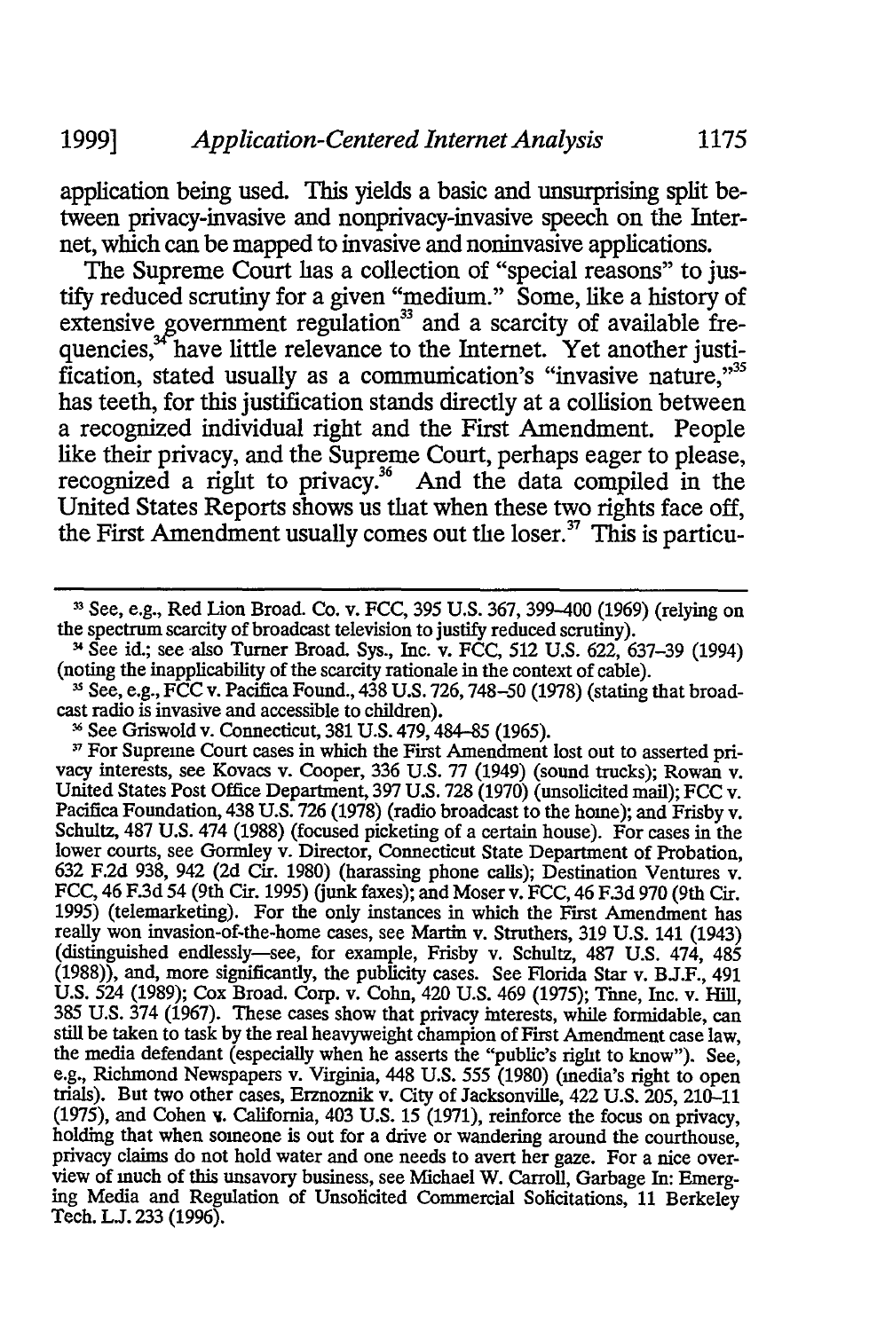application being used. This yields a basic and unsurprising split between privacy-invasive and nonprivacy-invasive speech on the Internet, which can be mapped to invasive and noninvasive applications.

The Supreme Court has a collection of "special reasons" to justify reduced scrutiny for a given "medium." Some, like a history of extensive government regulation[33] and a scarcity of available frequencies,[34] have little relevance to the Internet. Yet another justification, stated usually as a communication's "invasive nature,"[35] has teeth, for this justification stands directly at a collision between a recognized individual right and the First Amendment. People like their privacy, and the Supreme Court, perhaps eager to please, recognized a right to privacy.[36] And the data compiled in the United States Reports shows us that when these two rights face off, the First Amendment usually comes out the loser.[37] This is particu-

---

[33] See, e.g., Red Lion Broad. Co. v. FCC, 395 U.S. 367, 399–400 (1969) (relying on the spectrum scarcity of broadcast television to justify reduced scrutiny).

[34] See id.; see also Turner Broad. Sys., Inc. v. FCC, 512 U.S. 622, 637–39 (1994) (noting the inapplicability of the scarcity rationale in the context of cable).

[35] See, e.g., FCC v. Pacifica Found., 438 U.S. 726, 748–50 (1978) (stating that broadcast radio is invasive and accessible to children).

[36] See Griswold v. Connecticut, 381 U.S. 479, 484–85 (1965).

[37] For Supreme Court cases in which the First Amendment lost out to asserted privacy interests, see Kovacs v. Cooper, 336 U.S. 77 (1949) (sound trucks); Rowan v. United States Post Office Department, 397 U.S. 728 (1970) (unsolicited mail); FCC v. Pacifica Foundation, 438 U.S. 726 (1978) (radio broadcast to the home); and Frisby v. Schultz, 487 U.S. 474 (1988) (focused picketing of a certain house). For cases in the lower courts, see Gormley v. Director, Connecticut State Department of Probation, 632 F.2d 938, 942 (2d Cir. 1980) (harassing phone calls); Destination Ventures v. FCC, 46 F.3d 54 (9th Cir. 1995) (junk faxes); and Moser v. FCC, 46 F.3d 970 (9th Cir. 1995) (telemarketing). For the only instances in which the First Amendment has really won invasion-of-the-home cases, see Martin v. Struthers, 319 U.S. 141 (1943) (distinguished endlessly—see, for example, Frisby v. Schultz, 487 U.S. 474, 485 (1988)), and, more significantly, the publicity cases. See Florida Star v. B.J.F., 491 U.S. 524 (1989); Cox Broad. Corp. v. Cohn, 420 U.S. 469 (1975); Time, Inc. v. Hill, 385 U.S. 374 (1967). These cases show that privacy interests, while formidable, can still be taken to task by the real heavyweight champion of First Amendment case law, the media defendant (especially when he asserts the "public's right to know"). See, e.g., Richmond Newspapers v. Virginia, 448 U.S. 555 (1980) (media's right to open trials). But two other cases, Erznoznik v. City of Jacksonville, 422 U.S. 205, 210–11 (1975), and Cohen v. California, 403 U.S. 15 (1971), reinforce the focus on privacy, holding that when someone is out for a drive or wandering around the courthouse, privacy claims do not hold water and one needs to avert her gaze. For a nice overview of much of this unsavory business, see Michael W. Carroll, Garbage In: Emerging Media and Regulation of Unsolicited Commercial Solicitations, 11 Berkeley Tech. L.J. 233 (1996).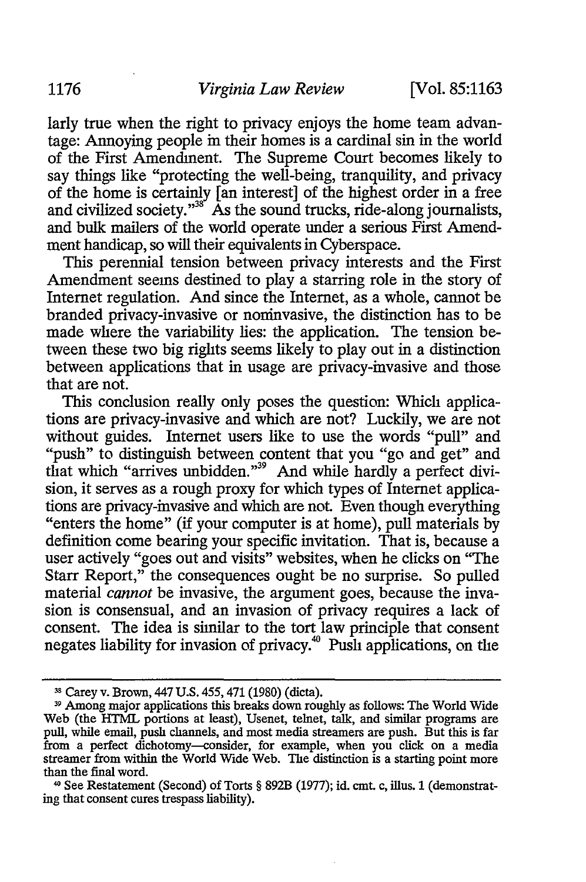larly true when the right to privacy enjoys the home team advantage: Annoying people in their homes is a cardinal sin in the world of the First Amendment. The Supreme Court becomes likely to say things like "protecting the well-being, tranquility, and privacy of the home is certainly [an interest] of the highest order in a free and civilized society."[38] As the sound trucks, ride-along journalists, and bulk mailers of the world operate under a serious First Amendment handicap, so will their equivalents in Cyberspace.

This perennial tension between privacy interests and the First Amendment seems destined to play a starring role in the story of Internet regulation. And since the Internet, as a whole, cannot be branded privacy-invasive or noninvasive, the distinction has to be made where the variability lies: the application. The tension between these two big rights seems likely to play out in a distinction between applications that in usage are privacy-invasive and those that are not.

This conclusion really only poses the question: Which applications are privacy-invasive and which are not? Luckily, we are not without guides. Internet users like to use the words "pull" and "push" to distinguish between content that you "go and get" and that which "arrives unbidden."[39] And while hardly a perfect division, it serves as a rough proxy for which types of Internet applications are privacy-invasive and which are not. Even though everything "enters the home" (if your computer is at home), pull materials by definition come bearing your specific invitation. That is, because a user actively "goes out and visits" websites, when he clicks on "The Starr Report," the consequences ought be no surprise. So pulled material *cannot* be invasive, the argument goes, because the invasion is consensual, and an invasion of privacy requires a lack of consent. The idea is similar to the tort law principle that consent negates liability for invasion of privacy.[40] Push applications, on the

---

[38] Carey v. Brown, 447 U.S. 455, 471 (1980) (dicta).

[39] Among major applications this breaks down roughly as follows: The World Wide Web (the HTML portions at least), Usenet, telnet, talk, and similar programs are pull, while email, push channels, and most media streamers are push. But this is far from a perfect dichotomy—consider, for example, when you click on a media streamer from within the World Wide Web. The distinction is a starting point more than the final word.

[40] See Restatement (Second) of Torts § 892B (1977); id. cmt. c, illus. 1 (demonstrating that consent cures trespass liability).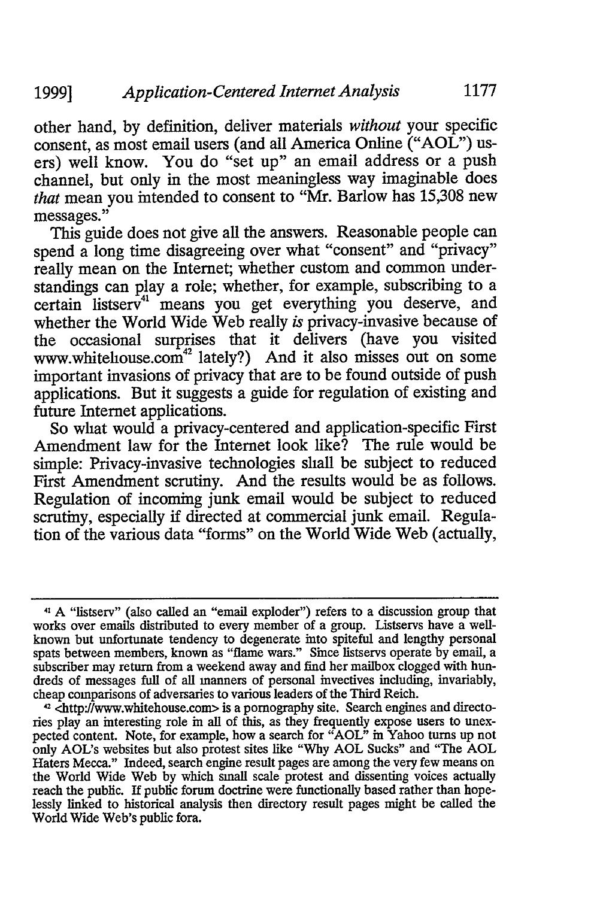other hand, by definition, deliver materials *without* your specific consent, as most email users (and all America Online ("AOL") users) well know. You do "set up" an email address or a push channel, but only in the most meaningless way imaginable does *that* mean you intended to consent to "Mr. Barlow has 15,308 new messages."

This guide does not give all the answers. Reasonable people can spend a long time disagreeing over what "consent" and "privacy" really mean on the Internet; whether custom and common understandings can play a role; whether, for example, subscribing to a certain listserv[41] means you get everything you deserve, and whether the World Wide Web really *is* privacy-invasive because of the occasional surprises that it delivers (have you visited www.whitehouse.com[42] lately?) And it also misses out on some important invasions of privacy that are to be found outside of push applications. But it suggests a guide for regulation of existing and future Internet applications.

So what would a privacy-centered and application-specific First Amendment law for the Internet look like? The rule would be simple: Privacy-invasive technologies shall be subject to reduced First Amendment scrutiny. And the results would be as follows. Regulation of incoming junk email would be subject to reduced scrutiny, especially if directed at commercial junk email. Regulation of the various data "forms" on the World Wide Web (actually,

---

[41] A "listserv" (also called an "email exploder") refers to a discussion group that works over emails distributed to every member of a group. Listservs have a well-known but unfortunate tendency to degenerate into spiteful and lengthy personal spats between members, known as "flame wars." Since listservs operate by email, a subscriber may return from a weekend away and find her mailbox clogged with hundreds of messages full of all manners of personal invectives including, invariably, cheap comparisons of adversaries to various leaders of the Third Reich.

[42] <http://www.whitehouse.com> is a pornography site. Search engines and directories play an interesting role in all of this, as they frequently expose users to unexpected content. Note, for example, how a search for "AOL" in Yahoo turns up not only AOL's websites but also protest sites like "Why AOL Sucks" and "The AOL Haters Mecca." Indeed, search engine result pages are among the very few means on the World Wide Web by which small scale protest and dissenting voices actually reach the public. If public forum doctrine were functionally based rather than hopelessly linked to historical analysis then directory result pages might be called the World Wide Web's public fora.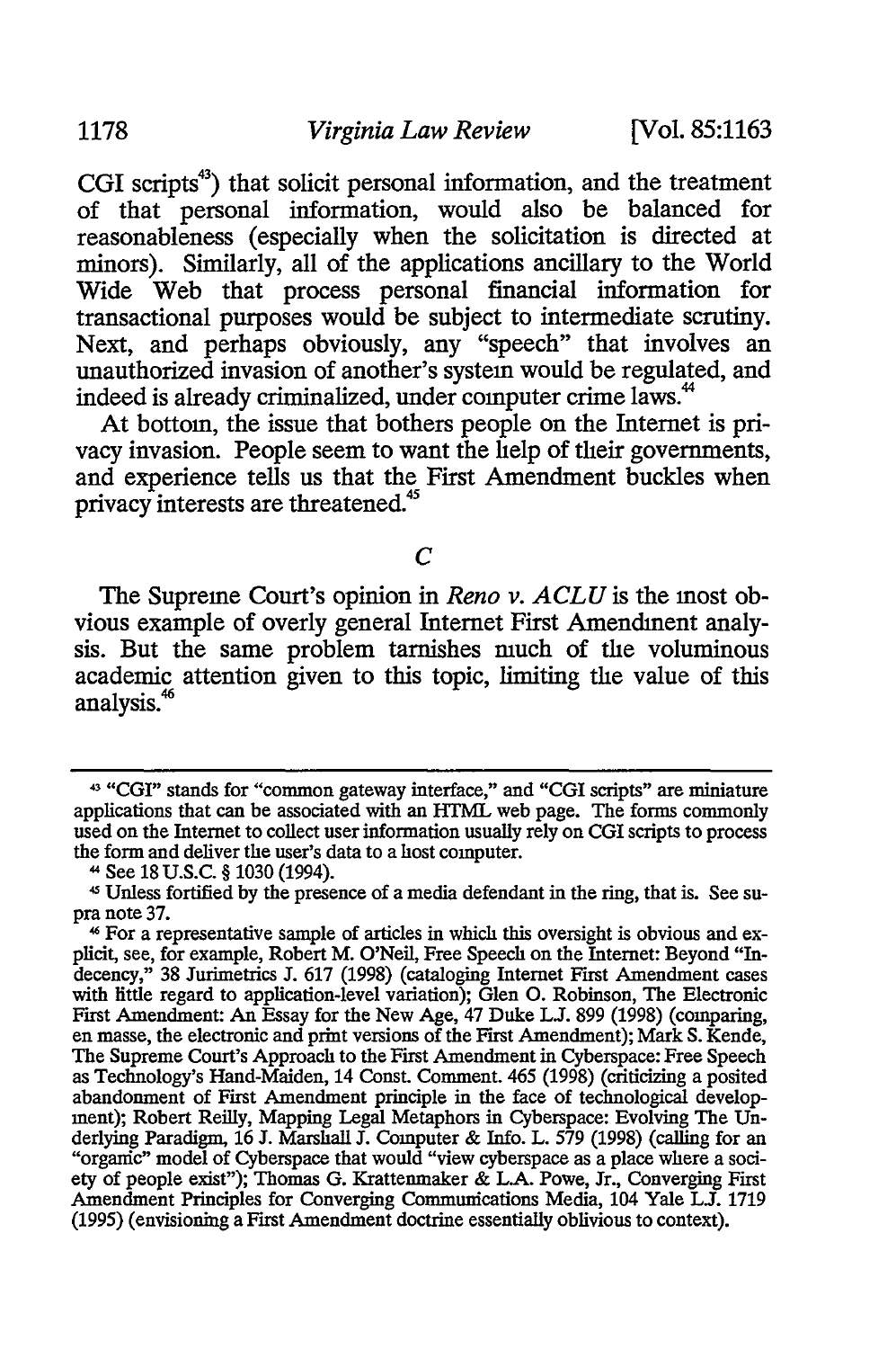CGI scripts[43]) that solicit personal information, and the treatment of that personal information, would also be balanced for reasonableness (especially when the solicitation is directed at minors). Similarly, all of the applications ancillary to the World Wide Web that process personal financial information for transactional purposes would be subject to intermediate scrutiny. Next, and perhaps obviously, any "speech" that involves an unauthorized invasion of another's system would be regulated, and indeed is already criminalized, under computer crime laws.[44]

At bottom, the issue that bothers people on the Internet is privacy invasion. People seem to want the help of their governments, and experience tells us that the First Amendment buckles when privacy interests are threatened.[45]

## *C*

The Supreme Court's opinion in *Reno v. ACLU* is the most obvious example of overly general Internet First Amendment analysis. But the same problem tarnishes much of the voluminous academic attention given to this topic, limiting the value of this analysis.[46]

---

[43] "CGI" stands for "common gateway interface," and "CGI scripts" are miniature applications that can be associated with an HTML web page. The forms commonly used on the Internet to collect user information usually rely on CGI scripts to process the form and deliver the user's data to a host computer.

[44] See 18 U.S.C. § 1030 (1994).

[45] Unless fortified by the presence of a media defendant in the ring, that is. See supra note 37.

[46] For a representative sample of articles in which this oversight is obvious and explicit, see, for example, Robert M. O'Neil, Free Speech on the Internet: Beyond "Indecency," 38 Jurimetrics J. 617 (1998) (cataloging Internet First Amendment cases with little regard to application-level variation); Glen O. Robinson, The Electronic First Amendment: An Essay for the New Age, 47 Duke L.J. 899 (1998) (comparing, en masse, the electronic and print versions of the First Amendment); Mark S. Kende, The Supreme Court's Approach to the First Amendment in Cyberspace: Free Speech as Technology's Hand-Maiden, 14 Const. Comment. 465 (1998) (criticizing a posited abandonment of First Amendment principle in the face of technological development); Robert Reilly, Mapping Legal Metaphors in Cyberspace: Evolving The Underlying Paradigm, 16 J. Marshall J. Computer & Info. L. 579 (1998) (calling for an "organic" model of Cyberspace that would "view cyberspace as a place where a society of people exist"); Thomas G. Krattenmaker & L.A. Powe, Jr., Converging First Amendment Principles for Converging Communications Media, 104 Yale L.J. 1719 (1995) (envisioning a First Amendment doctrine essentially oblivious to context).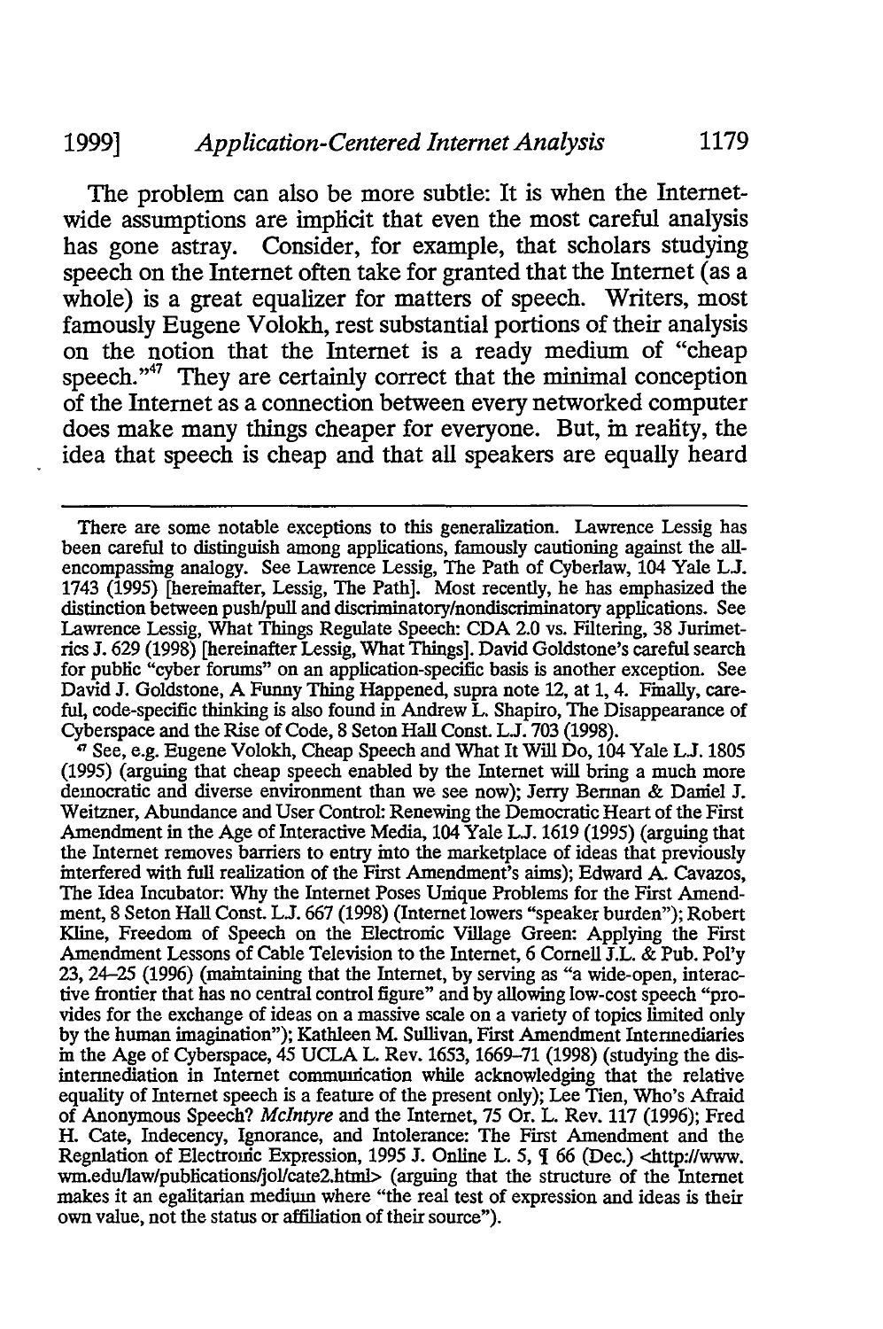The problem can also be more subtle: It is when the Internet-wide assumptions are implicit that even the most careful analysis has gone astray. Consider, for example, that scholars studying speech on the Internet often take for granted that the Internet (as a whole) is a great equalizer for matters of speech. Writers, most famously Eugene Volokh, rest substantial portions of their analysis on the notion that the Internet is a ready medium of "cheap speech."[47] They are certainly correct that the minimal conception of the Internet as a connection between every networked computer does make many things cheaper for everyone. But, in reality, the idea that speech is cheap and that all speakers are equally heard

---

There are some notable exceptions to this generalization. Lawrence Lessig has been careful to distinguish among applications, famously cautioning against the all-encompassing analogy. See Lawrence Lessig, The Path of Cyberlaw, 104 Yale L.J. 1743 (1995) [hereinafter, Lessig, The Path]. Most recently, he has emphasized the distinction between push/pull and discriminatory/nondiscriminatory applications. See Lawrence Lessig, What Things Regulate Speech: CDA 2.0 vs. Filtering, 38 Jurimetrics J. 629 (1998) [hereinafter Lessig, What Things]. David Goldstone's careful search for public "cyber forums" on an application-specific basis is another exception. See David J. Goldstone, A Funny Thing Happened, supra note 12, at 1, 4. Finally, careful, code-specific thinking is also found in Andrew L. Shapiro, The Disappearance of Cyberspace and the Rise of Code, 8 Seton Hall Const. L.J. 703 (1998).

[47] See, e.g. Eugene Volokh, Cheap Speech and What It Will Do, 104 Yale L.J. 1805 (1995) (arguing that cheap speech enabled by the Internet will bring a much more democratic and diverse environment than we see now); Jerry Berman & Daniel J. Weitzner, Abundance and User Control: Renewing the Democratic Heart of the First Amendment in the Age of Interactive Media, 104 Yale L.J. 1619 (1995) (arguing that the Internet removes barriers to entry into the marketplace of ideas that previously interfered with full realization of the First Amendment's aims); Edward A. Cavazos, The Idea Incubator: Why the Internet Poses Unique Problems for the First Amendment, 8 Seton Hall Const. L.J. 667 (1998) (Internet lowers "speaker burden"); Robert Kline, Freedom of Speech on the Electronic Village Green: Applying the First Amendment Lessons of Cable Television to the Internet, 6 Cornell J.L. & Pub. Pol'y 23, 24–25 (1996) (maintaining that the Internet, by serving as "a wide-open, interactive frontier that has no central control figure" and by allowing low-cost speech "provides for the exchange of ideas on a massive scale on a variety of topics limited only by the human imagination"); Kathleen M. Sullivan, First Amendment Intermediaries in the Age of Cyberspace, 45 UCLA L. Rev. 1653, 1669–71 (1998) (studying the disintermediation in Internet communication while acknowledging that the relative equality of Internet speech is a feature of the present only); Lee Tien, Who's Afraid of Anonymous Speech? *McIntyre* and the Internet, 75 Or. L. Rev. 117 (1996); Fred H. Cate, Indecency, Ignorance, and Intolerance: The First Amendment and the Regulation of Electronic Expression, 1995 J. Online L. 5, ¶ 66 (Dec.) <http://www.wm.edu/law/publications/jol/cate2.html> (arguing that the structure of the Internet makes it an egalitarian medium where "the real test of expression and ideas is their own value, not the status or affiliation of their source").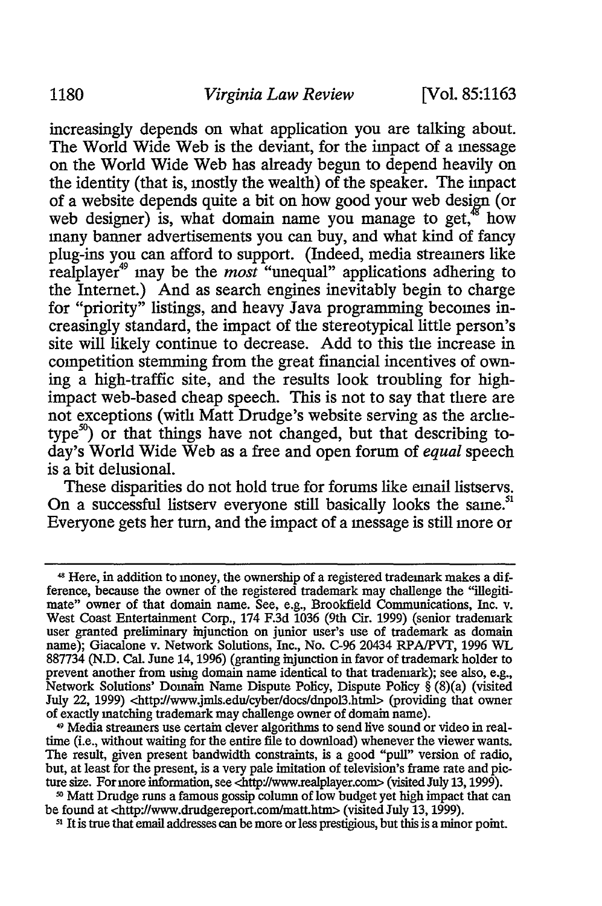increasingly depends on what application you are talking about. The World Wide Web is the deviant, for the impact of a message on the World Wide Web has already begun to depend heavily on the identity (that is, mostly the wealth) of the speaker. The impact of a website depends quite a bit on how good your web design (or web designer) is, what domain name you manage to get,[48] how many banner advertisements you can buy, and what kind of fancy plug-ins you can afford to support. (Indeed, media streamers like realplayer[49] may be the *most* "unequal" applications adhering to the Internet.) And as search engines inevitably begin to charge for "priority" listings, and heavy Java programming becomes increasingly standard, the impact of the stereotypical little person's site will likely continue to decrease. Add to this the increase in competition stemming from the great financial incentives of owning a high-traffic site, and the results look troubling for high-impact web-based cheap speech. This is not to say that there are not exceptions (with Matt Drudge's website serving as the archetype[50]) or that things have not changed, but that describing today's World Wide Web as a free and open forum of *equal* speech is a bit delusional.

These disparities do not hold true for forums like email listservs. On a successful listserv everyone still basically looks the same.[51] Everyone gets her turn, and the impact of a message is still more or

---

[48] Here, in addition to money, the ownership of a registered trademark makes a difference, because the owner of the registered trademark may challenge the "illegitimate" owner of that domain name. See, e.g., Brookfield Communications, Inc. v. West Coast Entertainment Corp., 174 F.3d 1036 (9th Cir. 1999) (senior trademark user granted preliminary injunction on junior user's use of trademark as domain name); Giacalone v. Network Solutions, Inc., No. C-96 20434 RPA/PVT, 1996 WL 887734 (N.D. Cal. June 14, 1996) (granting injunction in favor of trademark holder to prevent another from using domain name identical to that trademark); see also, e.g., Network Solutions' Domain Name Dispute Policy, Dispute Policy § (8)(a) (visited July 22, 1999) <http://www.jmls.edu/cyber/docs/dnpol3.html> (providing that owner of exactly matching trademark may challenge owner of domain name).

[49] Media streamers use certain clever algorithms to send live sound or video in real-time (i.e., without waiting for the entire file to download) whenever the viewer wants. The result, given present bandwidth constraints, is a good "pull" version of radio, but, at least for the present, is a very pale imitation of television's frame rate and picture size. For more information, see <http://www.realplayer.com> (visited July 13, 1999).

[50] Matt Drudge runs a famous gossip column of low budget yet high impact that can be found at <http://www.drudgereport.com/matt.htm> (visited July 13, 1999).

[51] It is true that email addresses can be more or less prestigious, but this is a minor point.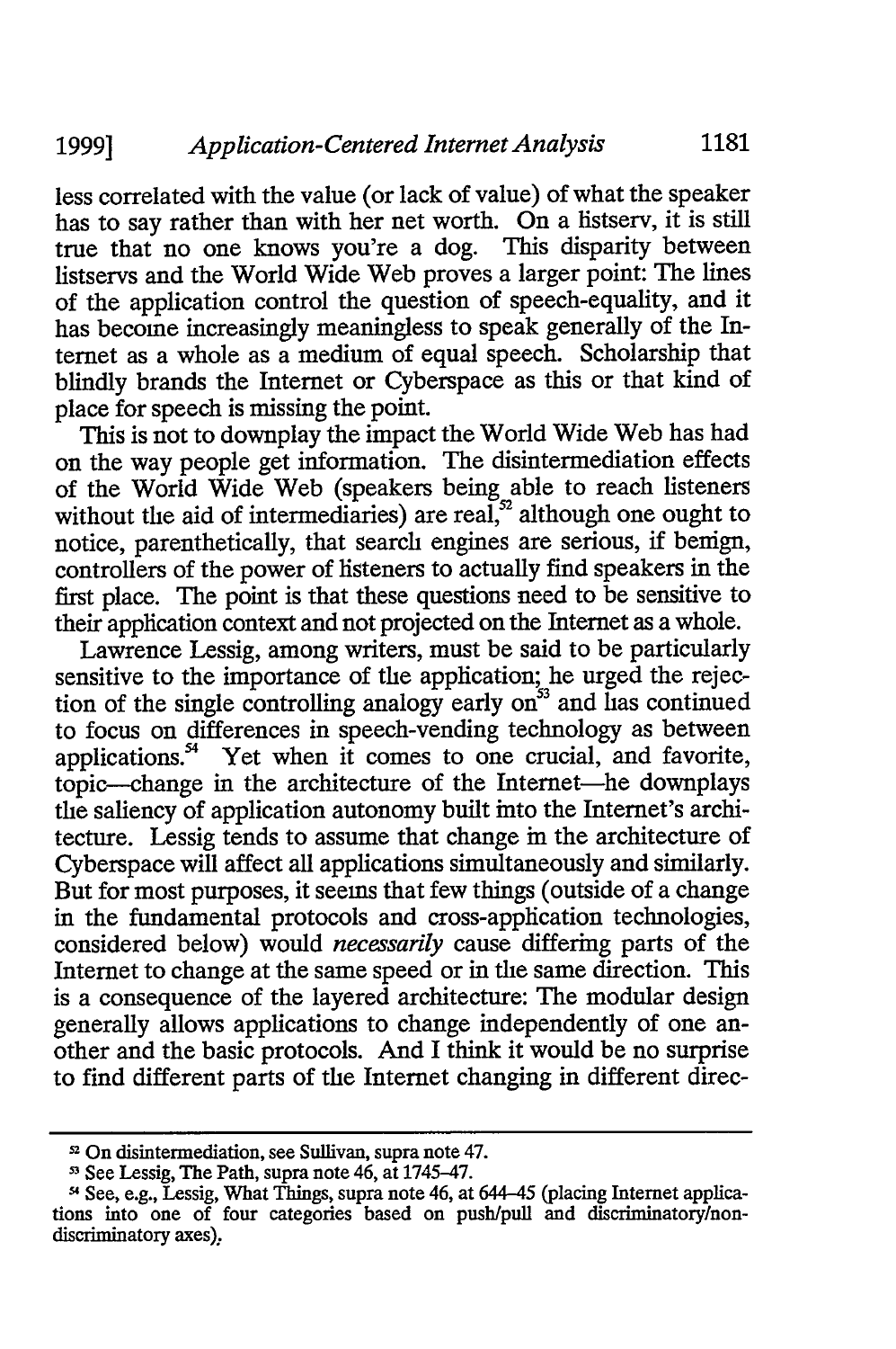less correlated with the value (or lack of value) of what the speaker has to say rather than with her net worth. On a listserv, it is still true that no one knows you're a dog. This disparity between listservs and the World Wide Web proves a larger point: The lines of the application control the question of speech-equality, and it has become increasingly meaningless to speak generally of the Internet as a whole as a medium of equal speech. Scholarship that blindly brands the Internet or Cyberspace as this or that kind of place for speech is missing the point.

This is not to downplay the impact the World Wide Web has had on the way people get information. The disintermediation effects of the World Wide Web (speakers being able to reach listeners without the aid of intermediaries) are real,[52] although one ought to notice, parenthetically, that search engines are serious, if benign, controllers of the power of listeners to actually find speakers in the first place. The point is that these questions need to be sensitive to their application context and not projected on the Internet as a whole.

Lawrence Lessig, among writers, must be said to be particularly sensitive to the importance of the application; he urged the rejection of the single controlling analogy early on[53] and has continued to focus on differences in speech-vending technology as between applications.[54] Yet when it comes to one crucial, and favorite, topic—change in the architecture of the Internet—he downplays the saliency of application autonomy built into the Internet's architecture. Lessig tends to assume that change in the architecture of Cyberspace will affect all applications simultaneously and similarly. But for most purposes, it seems that few things (outside of a change in the fundamental protocols and cross-application technologies, considered below) would *necessarily* cause differing parts of the Internet to change at the same speed or in the same direction. This is a consequence of the layered architecture: The modular design generally allows applications to change independently of one another and the basic protocols. And I think it would be no surprise to find different parts of the Internet changing in different direc-

---

[52] On disintermediation, see Sullivan, supra note 47.

[53] See Lessig, The Path, supra note 46, at 1745–47.

[54] See, e.g., Lessig, What Things, supra note 46, at 644–45 (placing Internet applications into one of four categories based on push/pull and discriminatory/non-discriminatory axes).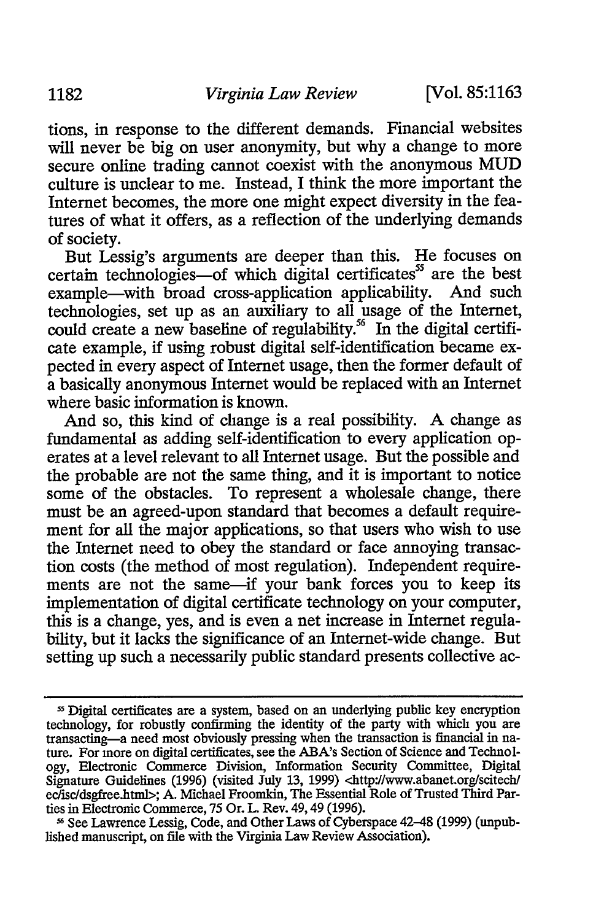tions, in response to the different demands. Financial websites will never be big on user anonymity, but why a change to more secure online trading cannot coexist with the anonymous MUD culture is unclear to me. Instead, I think the more important the Internet becomes, the more one might expect diversity in the features of what it offers, as a reflection of the underlying demands of society.

But Lessig's arguments are deeper than this. He focuses on certain technologies—of which digital certificates[55] are the best example—with broad cross-application applicability. And such technologies, set up as an auxiliary to all usage of the Internet, could create a new baseline of regulability.[56] In the digital certificate example, if using robust digital self-identification became expected in every aspect of Internet usage, then the former default of a basically anonymous Internet would be replaced with an Internet where basic information is known.

And so, this kind of change is a real possibility. A change as fundamental as adding self-identification to every application operates at a level relevant to all Internet usage. But the possible and the probable are not the same thing, and it is important to notice some of the obstacles. To represent a wholesale change, there must be an agreed-upon standard that becomes a default requirement for all the major applications, so that users who wish to use the Internet need to obey the standard or face annoying transaction costs (the method of most regulation). Independent requirements are not the same—if your bank forces you to keep its implementation of digital certificate technology on your computer, this is a change, yes, and is even a net increase in Internet regulability, but it lacks the significance of an Internet-wide change. But setting up such a necessarily public standard presents collective ac-

[55] Digital certificates are a system, based on an underlying public key encryption technology, for robustly confirming the identity of the party with which you are transacting—a need most obviously pressing when the transaction is financial in nature. For more on digital certificates, see the ABA's Section of Science and Technology, Electronic Commerce Division, Information Security Committee, Digital Signature Guidelines (1996) (visited July 13, 1999) <http://www.abanet.org/scitech/ec/isc/dsgfree.html>; A. Michael Froomkin, The Essential Role of Trusted Third Parties in Electronic Commerce, 75 Or. L. Rev. 49, 49 (1996).

[56] See Lawrence Lessig, Code, and Other Laws of Cyberspace 42–48 (1999) (unpublished manuscript, on file with the Virginia Law Review Association).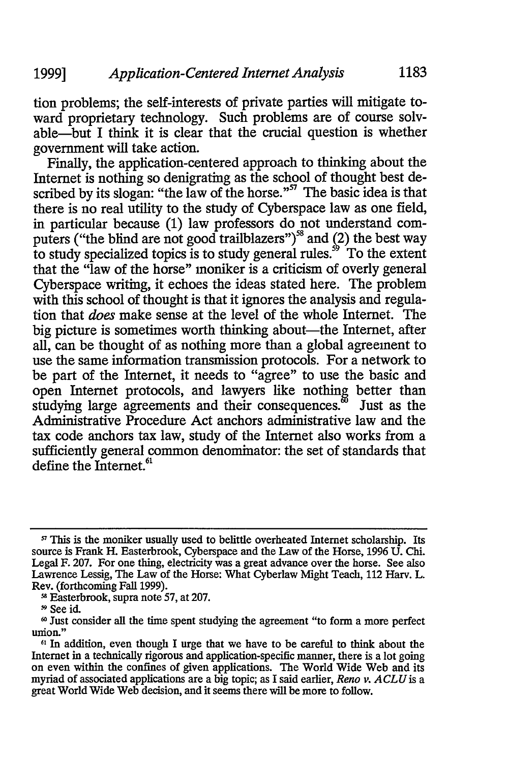tion problems; the self-interests of private parties will mitigate toward proprietary technology. Such problems are of course solvable—but I think it is clear that the crucial question is whether government will take action.

Finally, the application-centered approach to thinking about the Internet is nothing so denigrating as the school of thought best described by its slogan: "the law of the horse."[57] The basic idea is that there is no real utility to the study of Cyberspace law as one field, in particular because (1) law professors do not understand computers ("the blind are not good trailblazers")[58] and (2) the best way to study specialized topics is to study general rules.[59] To the extent that the "law of the horse" moniker is a criticism of overly general Cyberspace writing, it echoes the ideas stated here. The problem with this school of thought is that it ignores the analysis and regulation that *does* make sense at the level of the whole Internet. The big picture is sometimes worth thinking about—the Internet, after all, can be thought of as nothing more than a global agreement to use the same information transmission protocols. For a network to be part of the Internet, it needs to "agree" to use the basic and open Internet protocols, and lawyers like nothing better than studying large agreements and their consequences.[60] Just as the Administrative Procedure Act anchors administrative law and the tax code anchors tax law, study of the Internet also works from a sufficiently general common denominator: the set of standards that define the Internet.[61]

---

[57] This is the moniker usually used to belittle overheated Internet scholarship. Its source is Frank H. Easterbrook, Cyberspace and the Law of the Horse, 1996 U. Chi. Legal F. 207. For one thing, electricity was a great advance over the horse. See also Lawrence Lessig, The Law of the Horse: What Cyberlaw Might Teach, 112 Harv. L. Rev. (forthcoming Fall 1999).

[58] Easterbrook, supra note 57, at 207.

[59] See id.

[60] Just consider all the time spent studying the agreement "to form a more perfect union."

[61] In addition, even though I urge that we have to be careful to think about the Internet in a technically rigorous and application-specific manner, there is a lot going on even within the confines of given applications. The World Wide Web and its myriad of associated applications are a big topic; as I said earlier, *Reno v. ACLU* is a great World Wide Web decision, and it seems there will be more to follow.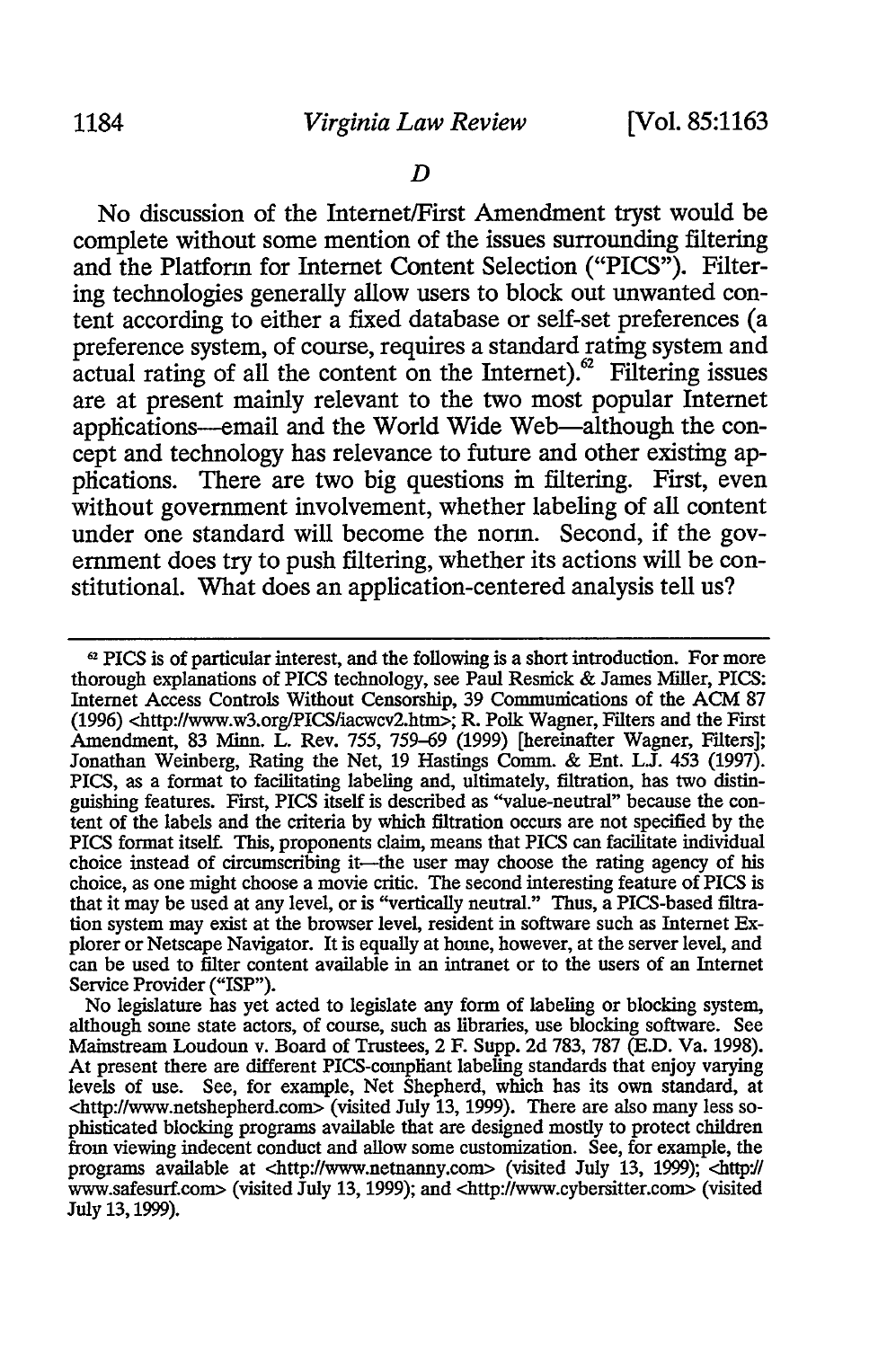### D

No discussion of the Internet/First Amendment tryst would be complete without some mention of the issues surrounding filtering and the Platform for Internet Content Selection ("PICS"). Filtering technologies generally allow users to block out unwanted content according to either a fixed database or self-set preferences (a preference system, of course, requires a standard rating system and actual rating of all the content on the Internet).[62] Filtering issues are at present mainly relevant to the two most popular Internet applications—email and the World Wide Web—although the concept and technology has relevance to future and other existing applications. There are two big questions in filtering. First, even without government involvement, whether labeling of all content under one standard will become the norm. Second, if the government does try to push filtering, whether its actions will be constitutional. What does an application-centered analysis tell us?

---

[62] PICS is of particular interest, and the following is a short introduction. For more thorough explanations of PICS technology, see Paul Resnick & James Miller, PICS: Internet Access Controls Without Censorship, 39 Communications of the ACM 87 (1996) <http://www.w3.org/PICS/iacwcv2.htm>; R. Polk Wagner, Filters and the First Amendment, 83 Minn. L. Rev. 755, 759–69 (1999) [hereinafter Wagner, Filters]; Jonathan Weinberg, Rating the Net, 19 Hastings Comm. & Ent. L.J. 453 (1997). PICS, as a format to facilitating labeling and, ultimately, filtration, has two distinguishing features. First, PICS itself is described as "value-neutral" because the content of the labels and the criteria by which filtration occurs are not specified by the PICS format itself. This, proponents claim, means that PICS can facilitate individual choice instead of circumscribing it—the user may choose the rating agency of his choice, as one might choose a movie critic. The second interesting feature of PICS is that it may be used at any level, or is "vertically neutral." Thus, a PICS-based filtration system may exist at the browser level, resident in software such as Internet Explorer or Netscape Navigator. It is equally at home, however, at the server level, and can be used to filter content available in an intranet or to the users of an Internet Service Provider ("ISP").

No legislature has yet acted to legislate any form of labeling or blocking system, although some state actors, of course, such as libraries, use blocking software. See Mainstream Loudoun v. Board of Trustees, 2 F. Supp. 2d 783, 787 (E.D. Va. 1998). At present there are different PICS-compliant labeling standards that enjoy varying levels of use. See, for example, Net Shepherd, which has its own standard, at <http://www.netshepherd.com> (visited July 13, 1999). There are also many less sophisticated blocking programs available that are designed mostly to protect children from viewing indecent conduct and allow some customization. See, for example, the programs available at <http://www.netnanny.com> (visited July 13, 1999); <http://www.safesurf.com> (visited July 13, 1999); and <http://www.cybersitter.com> (visited July 13, 1999).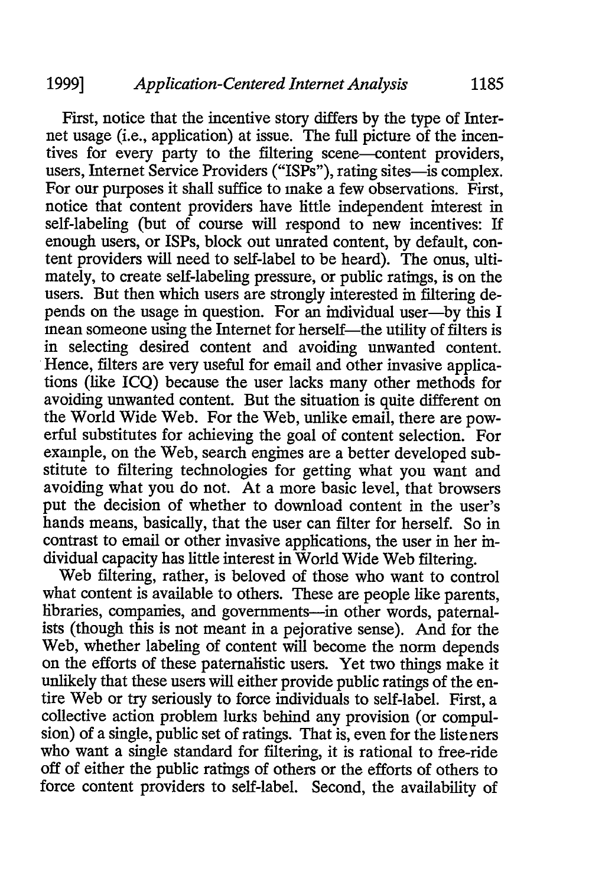First, notice that the incentive story differs by the type of Internet usage (i.e., application) at issue. The full picture of the incentives for every party to the filtering scene—content providers, users, Internet Service Providers ("ISPs"), rating sites—is complex. For our purposes it shall suffice to make a few observations. First, notice that content providers have little independent interest in self-labeling (but of course will respond to new incentives: If enough users, or ISPs, block out unrated content, by default, content providers will need to self-label to be heard). The onus, ultimately, to create self-labeling pressure, or public ratings, is on the users. But then which users are strongly interested in filtering depends on the usage in question. For an individual user—by this I mean someone using the Internet for herself—the utility of filters is in selecting desired content and avoiding unwanted content. Hence, filters are very useful for email and other invasive applications (like ICQ) because the user lacks many other methods for avoiding unwanted content. But the situation is quite different on the World Wide Web. For the Web, unlike email, there are powerful substitutes for achieving the goal of content selection. For example, on the Web, search engines are a better developed substitute to filtering technologies for getting what you want and avoiding what you do not. At a more basic level, that browsers put the decision of whether to download content in the user's hands means, basically, that the user can filter for herself. So in contrast to email or other invasive applications, the user in her individual capacity has little interest in World Wide Web filtering.

Web filtering, rather, is beloved of those who want to control what content is available to others. These are people like parents, libraries, companies, and governments—in other words, paternalists (though this is not meant in a pejorative sense). And for the Web, whether labeling of content will become the norm depends on the efforts of these paternalistic users. Yet two things make it unlikely that these users will either provide public ratings of the entire Web or try seriously to force individuals to self-label. First, a collective action problem lurks behind any provision (or compulsion) of a single, public set of ratings. That is, even for the listeners who want a single standard for filtering, it is rational to free-ride off of either the public ratings of others or the efforts of others to force content providers to self-label. Second, the availability of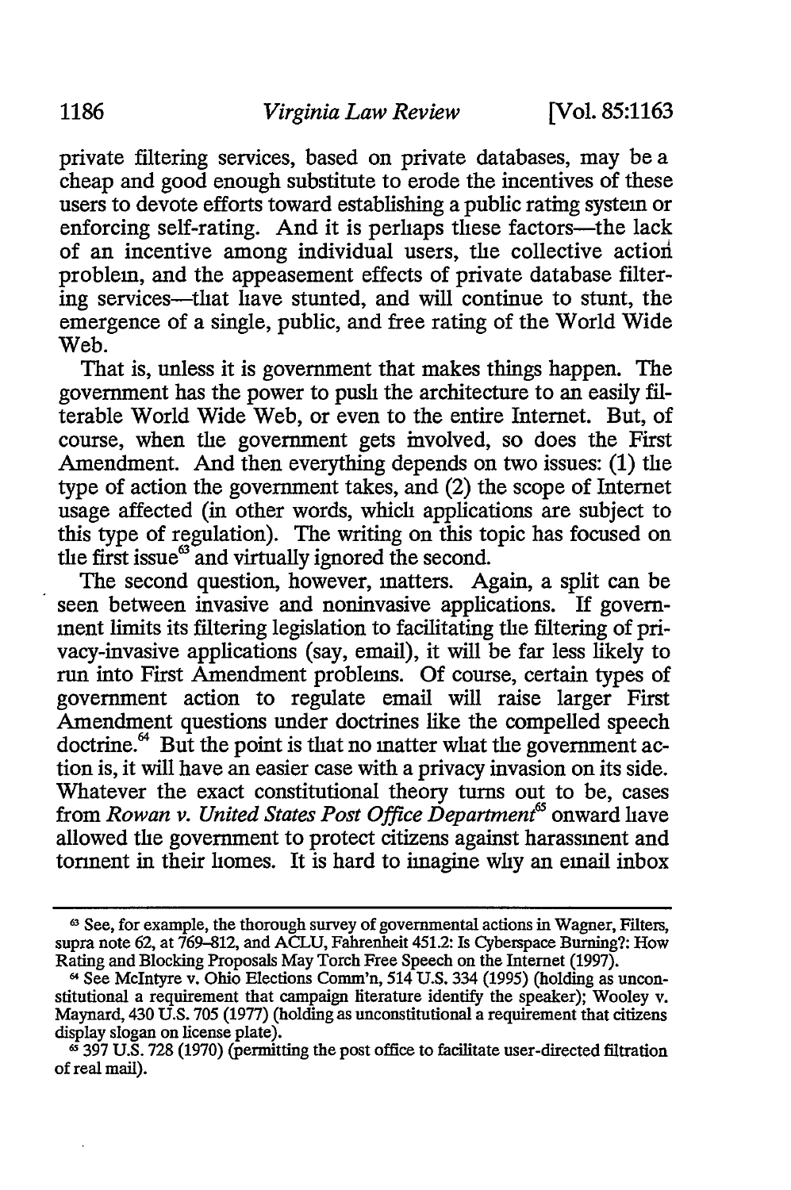private filtering services, based on private databases, may be a cheap and good enough substitute to erode the incentives of these users to devote efforts toward establishing a public rating system or enforcing self-rating. And it is perhaps these factors—the lack of an incentive among individual users, the collective action problem, and the appeasement effects of private database filtering services—that have stunted, and will continue to stunt, the emergence of a single, public, and free rating of the World Wide Web.

That is, unless it is government that makes things happen. The government has the power to push the architecture to an easily filterable World Wide Web, or even to the entire Internet. But, of course, when the government gets involved, so does the First Amendment. And then everything depends on two issues: (1) the type of action the government takes, and (2) the scope of Internet usage affected (in other words, which applications are subject to this type of regulation). The writing on this topic has focused on the first issue[63] and virtually ignored the second.

The second question, however, matters. Again, a split can be seen between invasive and noninvasive applications. If government limits its filtering legislation to facilitating the filtering of privacy-invasive applications (say, email), it will be far less likely to run into First Amendment problems. Of course, certain types of government action to regulate email will raise larger First Amendment questions under doctrines like the compelled speech doctrine.[64] But the point is that no matter what the government action is, it will have an easier case with a privacy invasion on its side. Whatever the exact constitutional theory turns out to be, cases from *Rowan v. United States Post Office Department*[65] onward have allowed the government to protect citizens against harassment and torment in their homes. It is hard to imagine why an email inbox

---

[63] See, for example, the thorough survey of governmental actions in Wagner, Filters, supra note 62, at 769–812, and ACLU, Fahrenheit 451.2: Is Cyberspace Burning?: How Rating and Blocking Proposals May Torch Free Speech on the Internet (1997).

[64] See McIntyre v. Ohio Elections Comm'n, 514 U.S. 334 (1995) (holding as unconstitutional a requirement that campaign literature identify the speaker); Wooley v. Maynard, 430 U.S. 705 (1977) (holding as unconstitutional a requirement that citizens display slogan on license plate).

[65] 397 U.S. 728 (1970) (permitting the post office to facilitate user-directed filtration of real mail).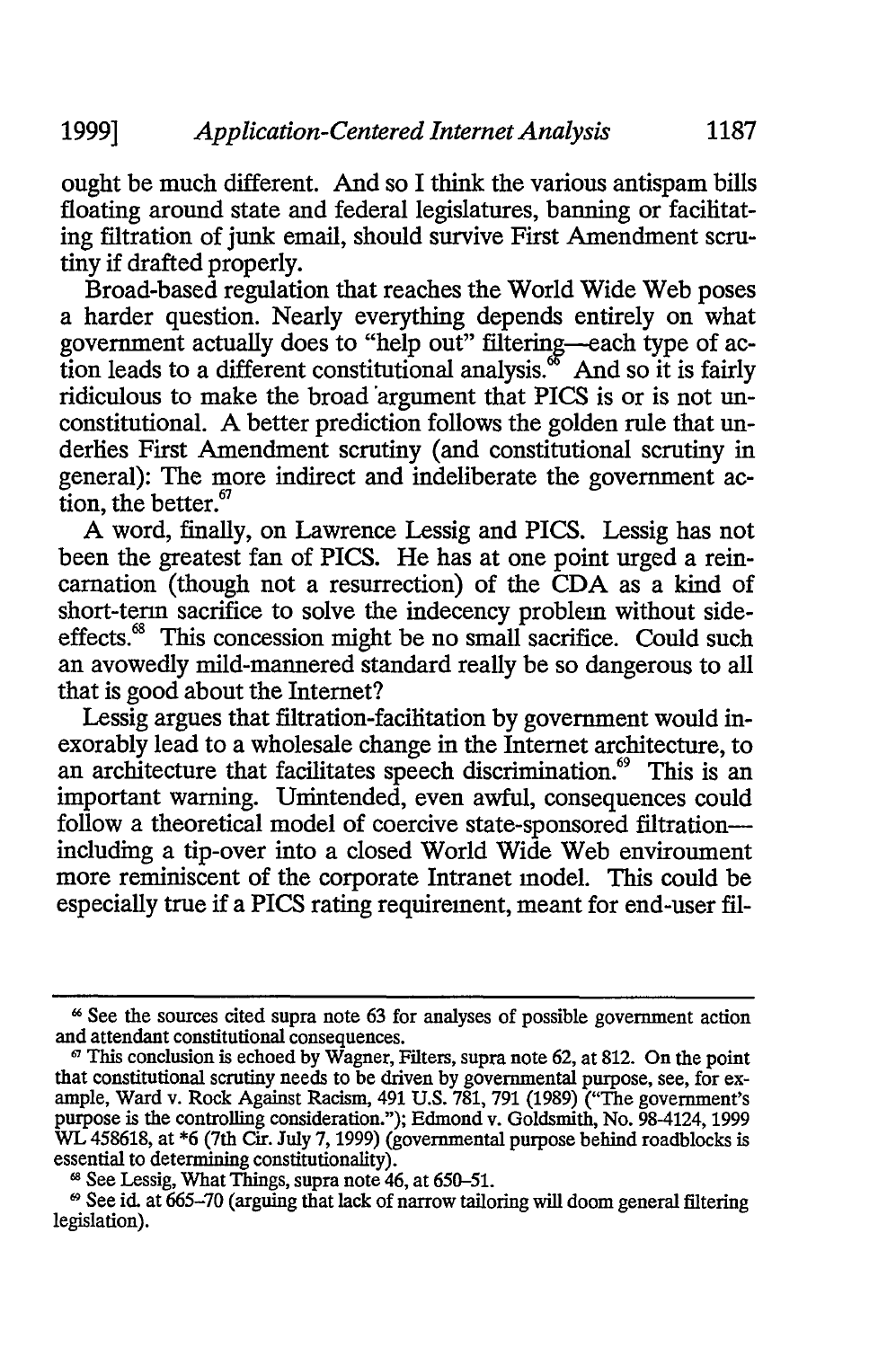ought be much different. And so I think the various antispam bills floating around state and federal legislatures, banning or facilitating filtration of junk email, should survive First Amendment scrutiny if drafted properly.

Broad-based regulation that reaches the World Wide Web poses a harder question. Nearly everything depends entirely on what government actually does to "help out" filtering—each type of action leads to a different constitutional analysis.[66] And so it is fairly ridiculous to make the broad argument that PICS is or is not unconstitutional. A better prediction follows the golden rule that underlies First Amendment scrutiny (and constitutional scrutiny in general): The more indirect and indeliberate the government action, the better.[67]

A word, finally, on Lawrence Lessig and PICS. Lessig has not been the greatest fan of PICS. He has at one point urged a reincarnation (though not a resurrection) of the CDA as a kind of short-term sacrifice to solve the indecency problem without side-effects.[68] This concession might be no small sacrifice. Could such an avowedly mild-mannered standard really be so dangerous to all that is good about the Internet?

Lessig argues that filtration-facilitation by government would inexorably lead to a wholesale change in the Internet architecture, to an architecture that facilitates speech discrimination.[69] This is an important warning. Unintended, even awful, consequences could follow a theoretical model of coercive state-sponsored filtration—including a tip-over into a closed World Wide Web environment more reminiscent of the corporate Intranet model. This could be especially true if a PICS rating requirement, meant for end-user fil-

---

[66] See the sources cited supra note 63 for analyses of possible government action and attendant constitutional consequences.

[67] This conclusion is echoed by Wagner, Filters, supra note 62, at 812. On the point that constitutional scrutiny needs to be driven by governmental purpose, see, for example, Ward v. Rock Against Racism, 491 U.S. 781, 791 (1989) ("The government's purpose is the controlling consideration."); Edmond v. Goldsmith, No. 98-4124, 1999 WL 458618, at *6 (7th Cir. July 7, 1999) (governmental purpose behind roadblocks is essential to determining constitutionality).

[68] See Lessig, What Things, supra note 46, at 650–51.

[69] See id. at 665–70 (arguing that lack of narrow tailoring will doom general filtering legislation).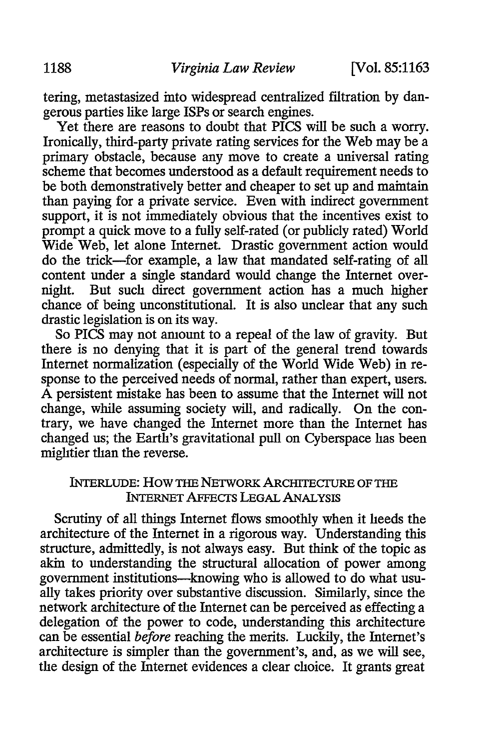tering, metastasized into widespread centralized filtration by dangerous parties like large ISPs or search engines.

Yet there are reasons to doubt that PICS will be such a worry. Ironically, third-party private rating services for the Web may be a primary obstacle, because any move to create a universal rating scheme that becomes understood as a default requirement needs to be both demonstratively better and cheaper to set up and maintain than paying for a private service. Even with indirect government support, it is not immediately obvious that the incentives exist to prompt a quick move to a fully self-rated (or publicly rated) World Wide Web, let alone Internet. Drastic government action would do the trick—for example, a law that mandated self-rating of all content under a single standard would change the Internet overnight. But such direct government action has a much higher chance of being unconstitutional. It is also unclear that any such drastic legislation is on its way.

So PICS may not amount to a repeal of the law of gravity. But there is no denying that it is part of the general trend towards Internet normalization (especially of the World Wide Web) in response to the perceived needs of normal, rather than expert, users. A persistent mistake has been to assume that the Internet will not change, while assuming society will, and radically. On the contrary, we have changed the Internet more than the Internet has changed us; the Earth's gravitational pull on Cyberspace has been mightier than the reverse.

## INTERLUDE: HOW THE NETWORK ARCHITECTURE OF THE INTERNET AFFECTS LEGAL ANALYSIS

Scrutiny of all things Internet flows smoothly when it heeds the architecture of the Internet in a rigorous way. Understanding this structure, admittedly, is not always easy. But think of the topic as akin to understanding the structural allocation of power among government institutions—knowing who is allowed to do what usually takes priority over substantive discussion. Similarly, since the network architecture of the Internet can be perceived as effecting a delegation of the power to code, understanding this architecture can be essential *before* reaching the merits. Luckily, the Internet's architecture is simpler than the government's, and, as we will see, the design of the Internet evidences a clear choice. It grants great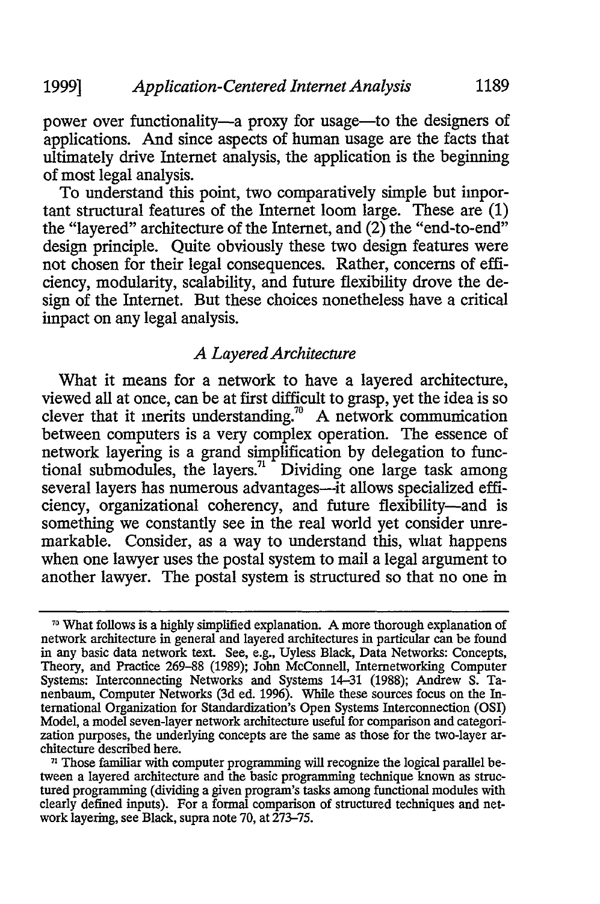power over functionality—a proxy for usage—to the designers of applications. And since aspects of human usage are the facts that ultimately drive Internet analysis, the application is the beginning of most legal analysis.

To understand this point, two comparatively simple but important structural features of the Internet loom large. These are (1) the "layered" architecture of the Internet, and (2) the "end-to-end" design principle. Quite obviously these two design features were not chosen for their legal consequences. Rather, concerns of efficiency, modularity, scalability, and future flexibility drove the design of the Internet. But these choices nonetheless have a critical impact on any legal analysis.

### *A Layered Architecture*

What it means for a network to have a layered architecture, viewed all at once, can be at first difficult to grasp, yet the idea is so clever that it merits understanding.[70] A network communication between computers is a very complex operation. The essence of network layering is a grand simplification by delegation to functional submodules, the layers.[71] Dividing one large task among several layers has numerous advantages—it allows specialized efficiency, organizational coherency, and future flexibility—and is something we constantly see in the real world yet consider unremarkable. Consider, as a way to understand this, what happens when one lawyer uses the postal system to mail a legal argument to another lawyer. The postal system is structured so that no one in

---

[70] What follows is a highly simplified explanation. A more thorough explanation of network architecture in general and layered architectures in particular can be found in any basic data network text. See, e.g., Uyless Black, Data Networks: Concepts, Theory, and Practice 269–88 (1989); John McConnell, Internetworking Computer Systems: Interconnecting Networks and Systems 14–31 (1988); Andrew S. Tanenbaum, Computer Networks (3d ed. 1996). While these sources focus on the International Organization for Standardization's Open Systems Interconnection (OSI) Model, a model seven-layer network architecture useful for comparison and categorization purposes, the underlying concepts are the same as those for the two-layer architecture described here.

[71] Those familiar with computer programming will recognize the logical parallel between a layered architecture and the basic programming technique known as structured programming (dividing a given program's tasks among functional modules with clearly defined inputs). For a formal comparison of structured techniques and network layering, see Black, supra note 70, at 273–75.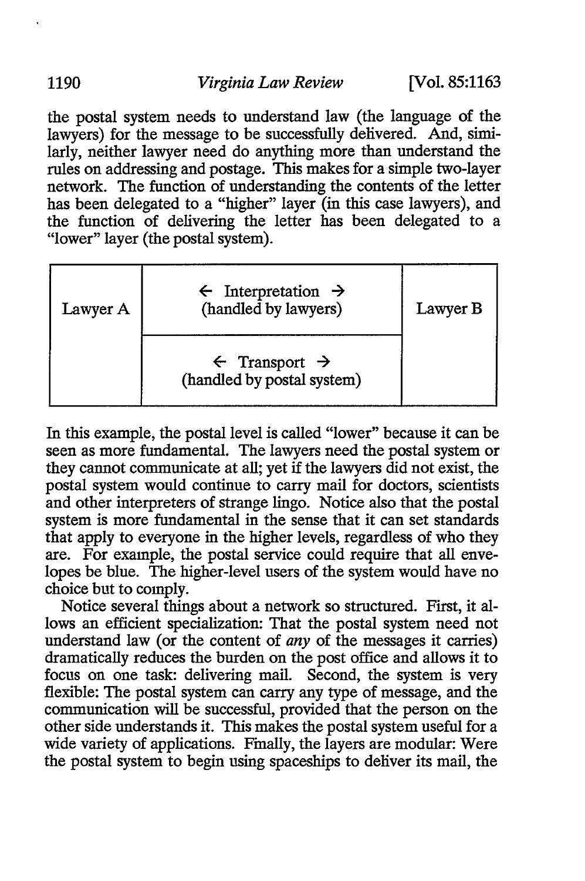the postal system needs to understand law (the language of the lawyers) for the message to be successfully delivered. And, similarly, neither lawyer need do anything more than understand the rules on addressing and postage. This makes for a simple two-layer network. The function of understanding the contents of the letter has been delegated to a "higher" layer (in this case lawyers), and the function of delivering the letter has been delegated to a "lower" layer (the postal system).

| | | |
|---|---|---|
| Lawyer A | ← Interpretation → (handled by lawyers) | Lawyer B |
| | ← Transport → (handled by postal system) | |

In this example, the postal level is called "lower" because it can be seen as more fundamental. The lawyers need the postal system or they cannot communicate at all; yet if the lawyers did not exist, the postal system would continue to carry mail for doctors, scientists and other interpreters of strange lingo. Notice also that the postal system is more fundamental in the sense that it can set standards that apply to everyone in the higher levels, regardless of who they are. For example, the postal service could require that all envelopes be blue. The higher-level users of the system would have no choice but to comply.

Notice several things about a network so structured. First, it allows an efficient specialization: That the postal system need not understand law (or the content of *any* of the messages it carries) dramatically reduces the burden on the post office and allows it to focus on one task: delivering mail. Second, the system is very flexible: The postal system can carry any type of message, and the communication will be successful, provided that the person on the other side understands it. This makes the postal system useful for a wide variety of applications. Finally, the layers are modular: Were the postal system to begin using spaceships to deliver its mail, the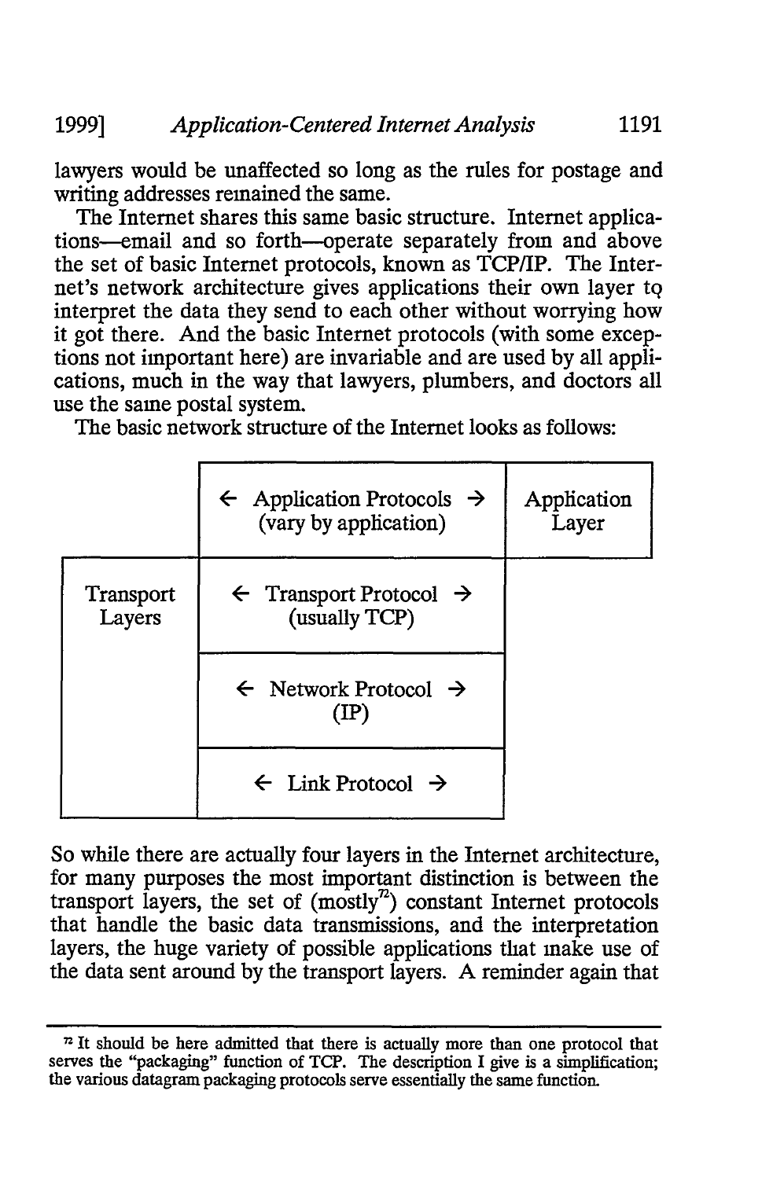lawyers would be unaffected so long as the rules for postage and writing addresses remained the same.

The Internet shares this same basic structure. Internet applications—email and so forth—operate separately from and above the set of basic Internet protocols, known as TCP/IP. The Internet's network architecture gives applications their own layer to interpret the data they send to each other without worrying how it got there. And the basic Internet protocols (with some exceptions not important here) are invariable and are used by all applications, much in the way that lawyers, plumbers, and doctors all use the same postal system.

The basic network structure of the Internet looks as follows:

| | | |
|---|---|---|
| | ← Application Protocols → (vary by application) | Application Layer |
| Transport Layers | ← Transport Protocol → (usually TCP) | |
| | ← Network Protocol → (IP) | |
| | ← Link Protocol → | |

So while there are actually four layers in the Internet architecture, for many purposes the most important distinction is between the transport layers, the set of (mostly[72]) constant Internet protocols that handle the basic data transmissions, and the interpretation layers, the huge variety of possible applications that make use of the data sent around by the transport layers. A reminder again that

---

[72] It should be here admitted that there is actually more than one protocol that serves the "packaging" function of TCP. The description I give is a simplification; the various datagram packaging protocols serve essentially the same function.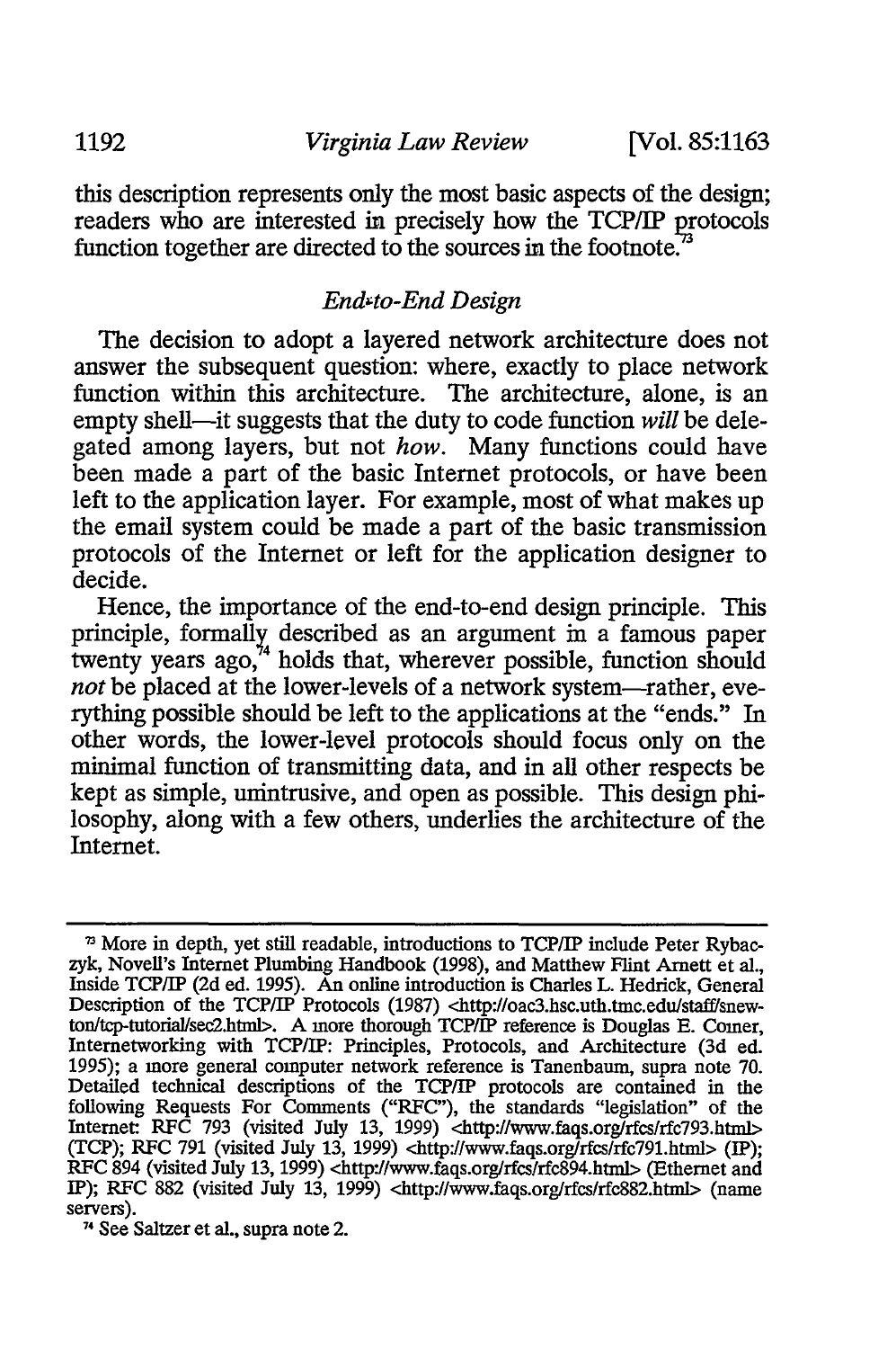this description represents only the most basic aspects of the design; readers who are interested in precisely how the TCP/IP protocols function together are directed to the sources in the footnote.[73]

### *End-to-End Design*

The decision to adopt a layered network architecture does not answer the subsequent question: where, exactly to place network function within this architecture. The architecture, alone, is an empty shell—it suggests that the duty to code function *will* be delegated among layers, but not *how*. Many functions could have been made a part of the basic Internet protocols, or have been left to the application layer. For example, most of what makes up the email system could be made a part of the basic transmission protocols of the Internet or left for the application designer to decide.

Hence, the importance of the end-to-end design principle. This principle, formally described as an argument in a famous paper twenty years ago,[74] holds that, wherever possible, function should *not* be placed at the lower-levels of a network system—rather, everything possible should be left to the applications at the "ends." In other words, the lower-level protocols should focus only on the minimal function of transmitting data, and in all other respects be kept as simple, unintrusive, and open as possible. This design philosophy, along with a few others, underlies the architecture of the Internet.

---

[73] More in depth, yet still readable, introductions to TCP/IP include Peter Rybaczyk, Novell's Internet Plumbing Handbook (1998), and Matthew Flint Arnett et al., Inside TCP/IP (2d ed. 1995). An online introduction is Charles L. Hedrick, General Description of the TCP/IP Protocols (1987) <http://oac3.hsc.uth.tmc.edu/staff/snewton/tcp-tutorial/sec2.html>. A more thorough TCP/IP reference is Douglas E. Comer, Internetworking with TCP/IP: Principles, Protocols, and Architecture (3d ed. 1995); a more general computer network reference is Tanenbaum, supra note 70. Detailed technical descriptions of the TCP/IP protocols are contained in the following Requests For Comments ("RFC"), the standards "legislation" of the Internet: RFC 793 (visited July 13, 1999) <http://www.faqs.org/rfcs/rfc793.html> (TCP); RFC 791 (visited July 13, 1999) <http://www.faqs.org/rfcs/rfc791.html> (IP); RFC 894 (visited July 13, 1999) <http://www.faqs.org/rfcs/rfc894.html> (Ethernet and IP); RFC 882 (visited July 13, 1999) <http://www.faqs.org/rfcs/rfc882.html> (name servers).

[74] See Saltzer et al., supra note 2.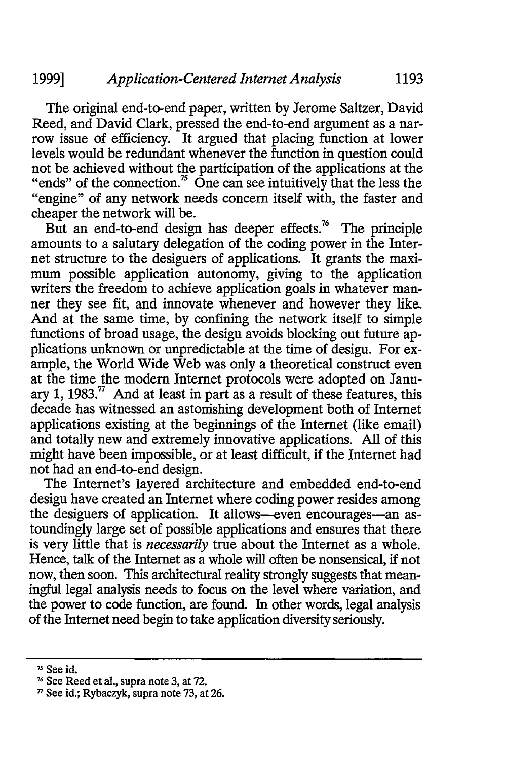The original end-to-end paper, written by Jerome Saltzer, David Reed, and David Clark, pressed the end-to-end argument as a narrow issue of efficiency. It argued that placing function at lower levels would be redundant whenever the function in question could not be achieved without the participation of the applications at the "ends" of the connection.[75] One can see intuitively that the less the "engine" of any network needs concern itself with, the faster and cheaper the network will be.

But an end-to-end design has deeper effects.[76] The principle amounts to a salutary delegation of the coding power in the Internet structure to the desiguers of applications. It grants the maximum possible application autonomy, giving to the application writers the freedom to achieve application goals in whatever manner they see fit, and innovate whenever and however they like. And at the same time, by confining the network itself to simple functions of broad usage, the desigu avoids blocking out future applications unknown or unpredictable at the time of desigu. For example, the World Wide Web was only a theoretical construct even at the time the modern Internet protocols were adopted on January 1, 1983.[77] And at least in part as a result of these features, this decade has witnessed an astonishing development both of Internet applications existing at the beginnings of the Internet (like email) and totally new and extremely innovative applications. All of this might have been impossible, or at least difficult, if the Internet had not had an end-to-end design.

The Internet's layered architecture and embedded end-to-end desigu have created an Internet where coding power resides among the desiguers of application. It allows—even encourages—an astoundingly large set of possible applications and ensures that there is very little that is *necessarily* true about the Internet as a whole. Hence, talk of the Internet as a whole will often be nonsensical, if not now, then soon. This architectural reality strongly suggests that meaningful legal analysis needs to focus on the level where variation, and the power to code function, are found. In other words, legal analysis of the Internet need begin to take application diversity seriously.

---

[75] See id.

[76] See Reed et al., supra note 3, at 72.

[77] See id.; Rybaczyk, supra note 73, at 26.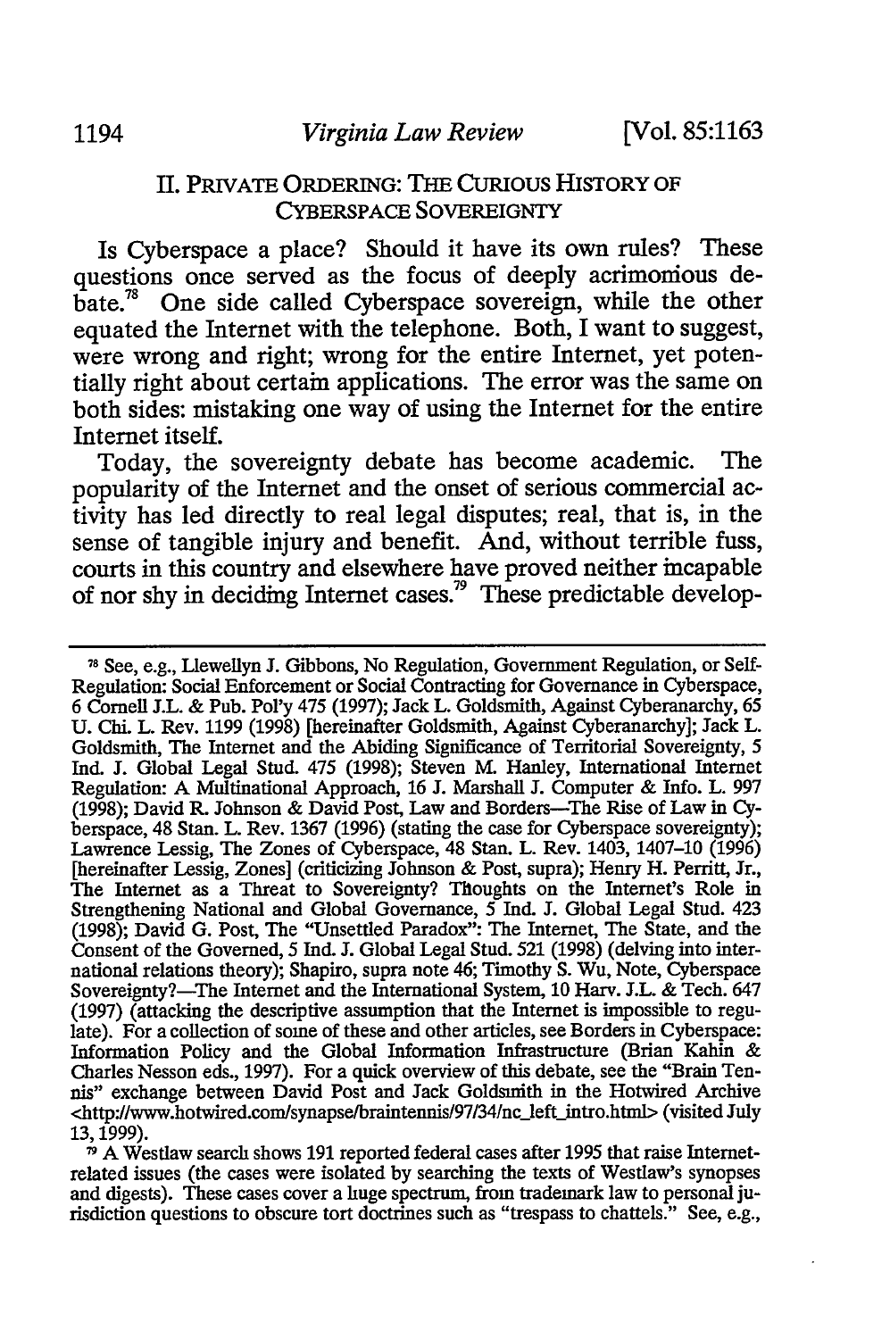## II. PRIVATE ORDERING: THE CURIOUS HISTORY OF CYBERSPACE SOVEREIGNTY

Is Cyberspace a place? Should it have its own rules? These questions once served as the focus of deeply acrimonious debate.[78] One side called Cyberspace sovereign, while the other equated the Internet with the telephone. Both, I want to suggest, were wrong and right; wrong for the entire Internet, yet potentially right about certain applications. The error was the same on both sides: mistaking one way of using the Internet for the entire Internet itself.

Today, the sovereignty debate has become academic. The popularity of the Internet and the onset of serious commercial activity has led directly to real legal disputes; real, that is, in the sense of tangible injury and benefit. And, without terrible fuss, courts in this country and elsewhere have proved neither incapable of nor shy in deciding Internet cases.[79] These predictable develop-

---

[78] See, e.g., Llewellyn J. Gibbons, No Regulation, Government Regulation, or Self-Regulation: Social Enforcement or Social Contracting for Governance in Cyberspace, 6 Cornell J.L. & Pub. Pol'y 475 (1997); Jack L. Goldsmith, Against Cyberanarchy, 65 U. Chi. L. Rev. 1199 (1998) [hereinafter Goldsmith, Against Cyberanarchy]; Jack L. Goldsmith, The Internet and the Abiding Significance of Territorial Sovereignty, 5 Ind. J. Global Legal Stud. 475 (1998); Steven M. Hanley, International Internet Regulation: A Multinational Approach, 16 J. Marshall J. Computer & Info. L. 997 (1998); David R. Johnson & David Post, Law and Borders—The Rise of Law in Cyberspace, 48 Stan. L. Rev. 1367 (1996) (stating the case for Cyberspace sovereignty); Lawrence Lessig, The Zones of Cyberspace, 48 Stan. L. Rev. 1403, 1407–10 (1996) [hereinafter Lessig, Zones] (criticizing Johnson & Post, supra); Henry H. Perritt, Jr., The Internet as a Threat to Sovereignty? Thoughts on the Internet's Role in Strengthening National and Global Governance, 5 Ind. J. Global Legal Stud. 423 (1998); David G. Post, The "Unsettled Paradox": The Internet, The State, and the Consent of the Governed, 5 Ind. J. Global Legal Stud. 521 (1998) (delving into international relations theory); Shapiro, supra note 46; Timothy S. Wu, Note, Cyberspace Sovereignty?—The Internet and the International System, 10 Harv. J.L. & Tech. 647 (1997) (attacking the descriptive assumption that the Internet is impossible to regulate). For a collection of some of these and other articles, see Borders in Cyberspace: Information Policy and the Global Information Infrastructure (Brian Kahin & Charles Nesson eds., 1997). For a quick overview of this debate, see the "Brain Tennis" exchange between David Post and Jack Goldsmith in the Hotwired Archive <http://www.hotwired.com/synapse/braintennis/97/34/nc_left_intro.html> (visited July 13, 1999).

[79] A Westlaw search shows 191 reported federal cases after 1995 that raise Internet-related issues (the cases were isolated by searching the texts of Westlaw's synopses and digests). These cases cover a huge spectrum, from trademark law to personal jurisdiction questions to obscure tort doctrines such as "trespass to chattels." See, e.g.,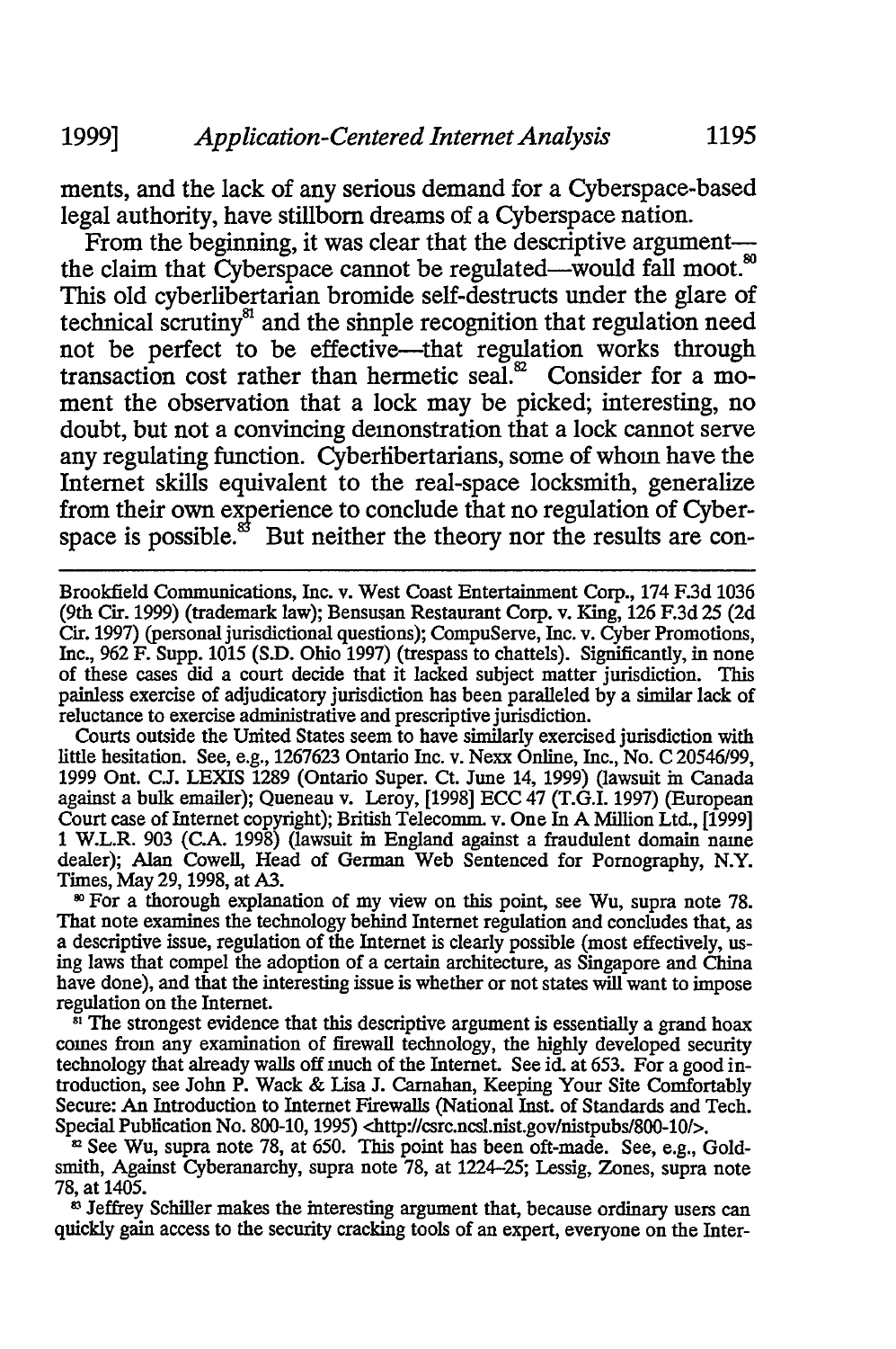ments, and the lack of any serious demand for a Cyberspace-based legal authority, have stillborn dreams of a Cyberspace nation.

From the beginning, it was clear that the descriptive argument—the claim that Cyberspace cannot be regulated—would fall moot.[80] This old cyberlibertarian bromide self-destructs under the glare of technical scrutiny[81] and the simple recognition that regulation need not be perfect to be effective—that regulation works through transaction cost rather than hermetic seal.[82] Consider for a moment the observation that a lock may be picked; interesting, no doubt, but not a convincing demonstration that a lock cannot serve any regulating function. Cyberlibertarians, some of whom have the Internet skills equivalent to the real-space locksmith, generalize from their own experience to conclude that no regulation of Cyberspace is possible.[83] But neither the theory nor the results are con-

---

Brookfield Communications, Inc. v. West Coast Entertainment Corp., 174 F.3d 1036 (9th Cir. 1999) (trademark law); Bensusan Restaurant Corp. v. King, 126 F.3d 25 (2d Cir. 1997) (personal jurisdictional questions); CompuServe, Inc. v. Cyber Promotions, Inc., 962 F. Supp. 1015 (S.D. Ohio 1997) (trespass to chattels). Significantly, in none of these cases did a court decide that it lacked subject matter jurisdiction. This painless exercise of adjudicatory jurisdiction has been paralleled by a similar lack of reluctance to exercise administrative and prescriptive jurisdiction.

Courts outside the United States seem to have similarly exercised jurisdiction with little hesitation. See, e.g., 1267623 Ontario Inc. v. Nexx Online, Inc., No. C 20546/99, 1999 Ont. C.J. LEXIS 1289 (Ontario Super. Ct. June 14, 1999) (lawsuit in Canada against a bulk emailer); Queneau v. Leroy, [1998] ECC 47 (T.G.I. 1997) (European Court case of Internet copyright); British Telecomm. v. One In A Million Ltd., [1999] 1 W.L.R. 903 (C.A. 1998) (lawsuit in England against a fraudulent domain name dealer); Alan Cowell, Head of German Web Sentenced for Pornography, N.Y. Times, May 29, 1998, at A3.

[80] For a thorough explanation of my view on this point, see Wu, supra note 78. That note examines the technology behind Internet regulation and concludes that, as a descriptive issue, regulation of the Internet is clearly possible (most effectively, using laws that compel the adoption of a certain architecture, as Singapore and China have done), and that the interesting issue is whether or not states will want to impose regulation on the Internet.

[81] The strongest evidence that this descriptive argument is essentially a grand hoax comes from any examination of firewall technology, the highly developed security technology that already walls off much of the Internet. See id. at 653. For a good introduction, see John P. Wack & Lisa J. Carnahan, Keeping Your Site Comfortably Secure: An Introduction to Internet Firewalls (National Inst. of Standards and Tech. Special Publication No. 800-10, 1995) <http://csrc.ncsl.nist.gov/nistpubs/800-10/>.

[82] See Wu, supra note 78, at 650. This point has been oft-made. See, e.g., Goldsmith, Against Cyberanarchy, supra note 78, at 1224–25; Lessig, Zones, supra note 78, at 1405.

[83] Jeffrey Schiller makes the interesting argument that, because ordinary users can quickly gain access to the security cracking tools of an expert, everyone on the Inter-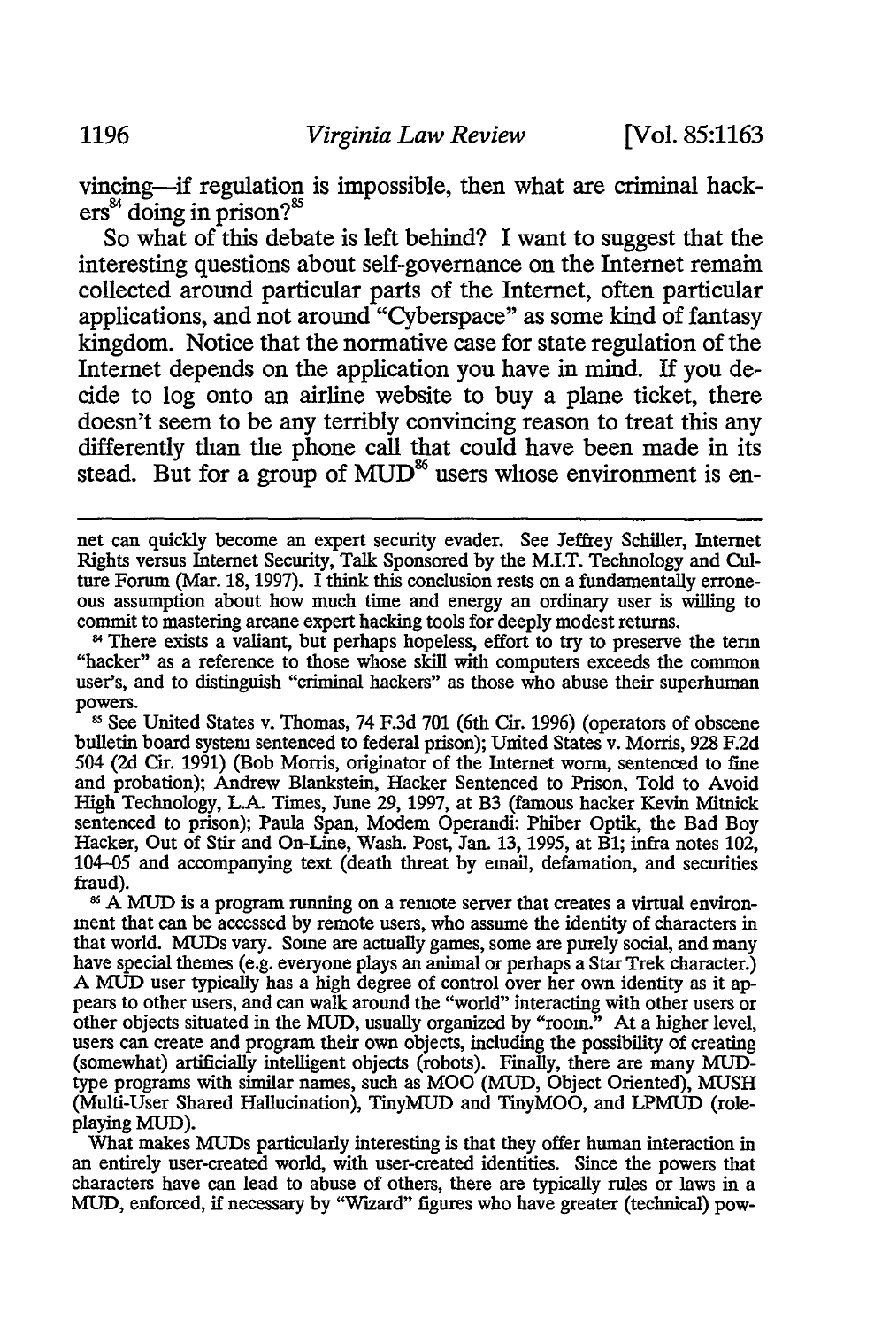vincing—if regulation is impossible, then what are criminal hackers[84] doing in prison?[85]

So what of this debate is left behind? I want to suggest that the interesting questions about self-governance on the Internet remain collected around particular parts of the Internet, often particular applications, and not around "Cyberspace" as some kind of fantasy kingdom. Notice that the normative case for state regulation of the Internet depends on the application you have in mind. If you decide to log onto an airline website to buy a plane ticket, there doesn't seem to be any terribly convincing reason to treat this any differently than the phone call that could have been made in its stead. But for a group of MUD[86] users whose environment is en-

---

net can quickly become an expert security evader. See Jeffrey Schiller, Internet Rights versus Internet Security, Talk Sponsored by the M.I.T. Technology and Culture Forum (Mar. 18, 1997). I think this conclusion rests on a fundamentally erroneous assumption about how much time and energy an ordinary user is willing to commit to mastering arcane expert hacking tools for deeply modest returns.

[84] There exists a valiant, but perhaps hopeless, effort to try to preserve the term "hacker" as a reference to those whose skill with computers exceeds the common user's, and to distinguish "criminal hackers" as those who abuse their superhuman powers.

[85] See United States v. Thomas, 74 F.3d 701 (6th Cir. 1996) (operators of obscene bulletin board system sentenced to federal prison); United States v. Morris, 928 F.2d 504 (2d Cir. 1991) (Bob Morris, originator of the Internet worm, sentenced to fine and probation); Andrew Blankstein, Hacker Sentenced to Prison, Told to Avoid High Technology, L.A. Times, June 29, 1997, at B3 (famous hacker Kevin Mitnick sentenced to prison); Paula Span, Modem Operandi: Phiber Optik, the Bad Boy Hacker, Out of Stir and On-Line, Wash. Post, Jan. 13, 1995, at B1; infra notes 102, 104–05 and accompanying text (death threat by email, defamation, and securities fraud).

[86] A MUD is a program running on a remote server that creates a virtual environment that can be accessed by remote users, who assume the identity of characters in that world. MUDs vary. Some are actually games, some are purely social, and many have special themes (e.g. everyone plays an animal or perhaps a Star Trek character.) A MUD user typically has a high degree of control over her own identity as it appears to other users, and can walk around the "world" interacting with other users or other objects situated in the MUD, usually organized by "room." At a higher level, users can create and program their own objects, including the possibility of creating (somewhat) artificially intelligent objects (robots). Finally, there are many MUD-type programs with similar names, such as MOO (MUD, Object Oriented), MUSH (Multi-User Shared Hallucination), TinyMUD and TinyMOO, and LPMUD (role-playing MUD).

What makes MUDs particularly interesting is that they offer human interaction in an entirely user-created world, with user-created identities. Since the powers that characters have can lead to abuse of others, there are typically rules or laws in a MUD, enforced, if necessary by "Wizard" figures who have greater (technical) pow-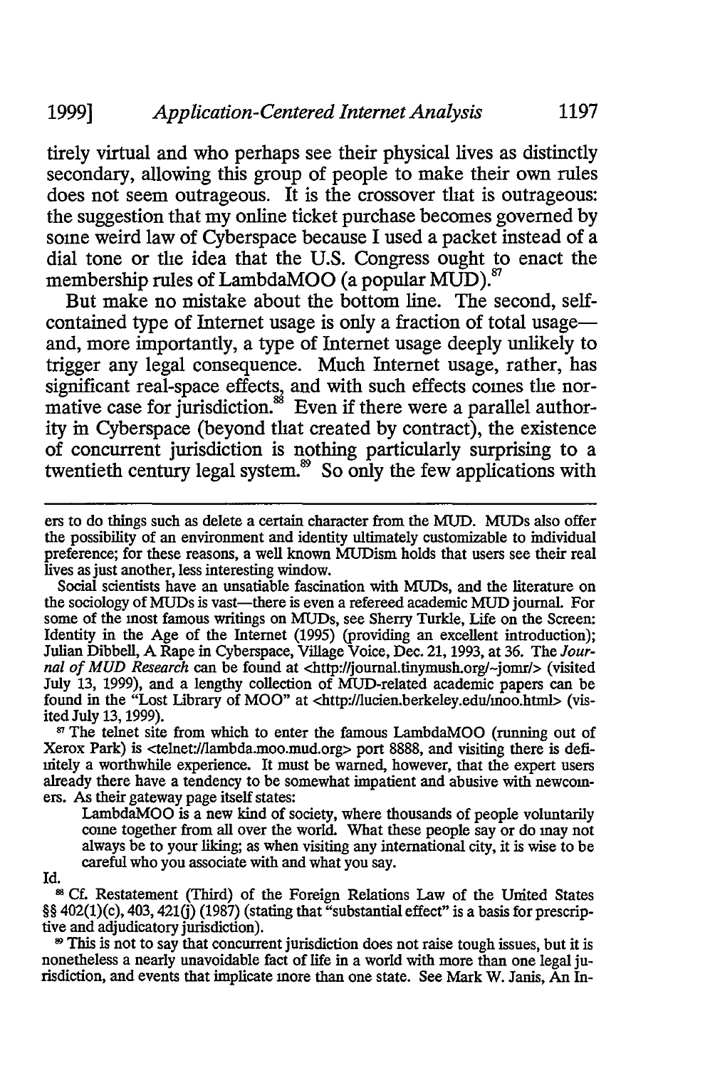tirely virtual and who perhaps see their physical lives as distinctly secondary, allowing this group of people to make their own rules does not seem outrageous. It is the crossover that is outrageous: the suggestion that my online ticket purchase becomes governed by some weird law of Cyberspace because I used a packet instead of a dial tone or the idea that the U.S. Congress ought to enact the membership rules of LambdaMOO (a popular MUD).[87]

But make no mistake about the bottom line. The second, self-contained type of Internet usage is only a fraction of total usage—and, more importantly, a type of Internet usage deeply unlikely to trigger any legal consequence. Much Internet usage, rather, has significant real-space effects, and with such effects comes the normative case for jurisdiction.[88] Even if there were a parallel authority in Cyberspace (beyond that created by contract), the existence of concurrent jurisdiction is nothing particularly surprising to a twentieth century legal system.[89] So only the few applications with

---

ers to do things such as delete a certain character from the MUD. MUDs also offer the possibility of an environment and identity ultimately customizable to individual preference; for these reasons, a well known MUDism holds that users see their real lives as just another, less interesting window.

Social scientists have an unsatiable fascination with MUDs, and the literature on the sociology of MUDs is vast—there is even a refereed academic MUD journal. For some of the most famous writings on MUDs, see Sherry Turkle, Life on the Screen: Identity in the Age of the Internet (1995) (providing an excellent introduction); Julian Dibbell, A Rape in Cyberspace, Village Voice, Dec. 21, 1993, at 36. The *Journal of MUD Research* can be found at <http://journal.tinymush.org/~jomr/> (visited July 13, 1999), and a lengthy collection of MUD-related academic papers can be found in the "Lost Library of MOO" at <http://lucien.berkeley.edu/moo.html> (visited July 13, 1999).

[87] The telnet site from which to enter the famous LambdaMOO (running out of Xerox Park) is <telnet://lambda.moo.mud.org> port 8888, and visiting there is definitely a worthwhile experience. It must be warned, however, that the expert users already there have a tendency to be somewhat impatient and abusive with newcomers. As their gateway page itself states:

> LambdaMOO is a new kind of society, where thousands of people voluntarily come together from all over the world. What these people say or do may not always be to your liking; as when visiting any international city, it is wise to be careful who you associate with and what you say.

Id.

[88] Cf. Restatement (Third) of the Foreign Relations Law of the United States §§ 402(1)(c), 403, 421(j) (1987) (stating that "substantial effect" is a basis for prescriptive and adjudicatory jurisdiction).

[89] This is not to say that concurrent jurisdiction does not raise tough issues, but it is nonetheless a nearly unavoidable fact of life in a world with more than one legal jurisdiction, and events that implicate more than one state. See Mark W. Janis, An In-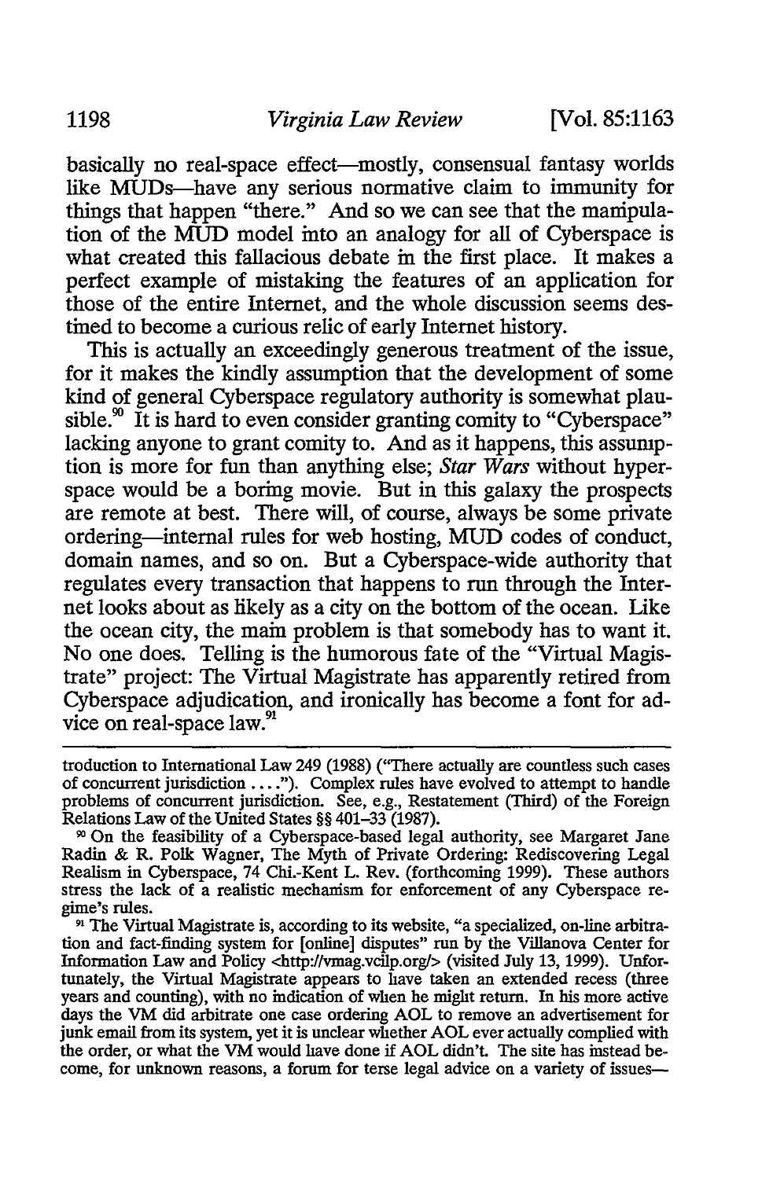basically no real-space effect—mostly, consensual fantasy worlds like MUDs—have any serious normative claim to immunity for things that happen "there." And so we can see that the manipulation of the MUD model into an analogy for all of Cyberspace is what created this fallacious debate in the first place. It makes a perfect example of mistaking the features of an application for those of the entire Internet, and the whole discussion seems destined to become a curious relic of early Internet history.

This is actually an exceedingly generous treatment of the issue, for it makes the kindly assumption that the development of some kind of general Cyberspace regulatory authority is somewhat plausible.[90] It is hard to even consider granting comity to "Cyberspace" lacking anyone to grant comity to. And as it happens, this assumption is more for fun than anything else; *Star Wars* without hyperspace would be a boring movie. But in this galaxy the prospects are remote at best. There will, of course, always be some private ordering—internal rules for web hosting, MUD codes of conduct, domain names, and so on. But a Cyberspace-wide authority that regulates every transaction that happens to run through the Internet looks about as likely as a city on the bottom of the ocean. Like the ocean city, the main problem is that somebody has to want it. No one does. Telling is the humorous fate of the "Virtual Magistrate" project: The Virtual Magistrate has apparently retired from Cyberspace adjudication, and ironically has become a font for advice on real-space law.[91]

---

troduction to International Law 249 (1988) ("There actually are countless such cases of concurrent jurisdiction . . . ."). Complex rules have evolved to attempt to handle problems of concurrent jurisdiction. See, e.g., Restatement (Third) of the Foreign Relations Law of the United States §§ 401–33 (1987).

[90] On the feasibility of a Cyberspace-based legal authority, see Margaret Jane Radin & R. Polk Wagner, The Myth of Private Ordering: Rediscovering Legal Realism in Cyberspace, 74 Chi.-Kent L. Rev. (forthcoming 1999). These authors stress the lack of a realistic mechanism for enforcement of any Cyberspace regime's rules.

[91] The Virtual Magistrate is, according to its website, "a specialized, on-line arbitration and fact-finding system for [online] disputes" run by the Villanova Center for Information Law and Policy <http://vmag.vcilp.org/> (visited July 13, 1999). Unfortunately, the Virtual Magistrate appears to have taken an extended recess (three years and counting), with no indication of when he might return. In his more active days the VM did arbitrate one case ordering AOL to remove an advertisement for junk email from its system, yet it is unclear whether AOL ever actually complied with the order, or what the VM would have done if AOL didn't. The site has instead become, for unknown reasons, a forum for terse legal advice on a variety of issues—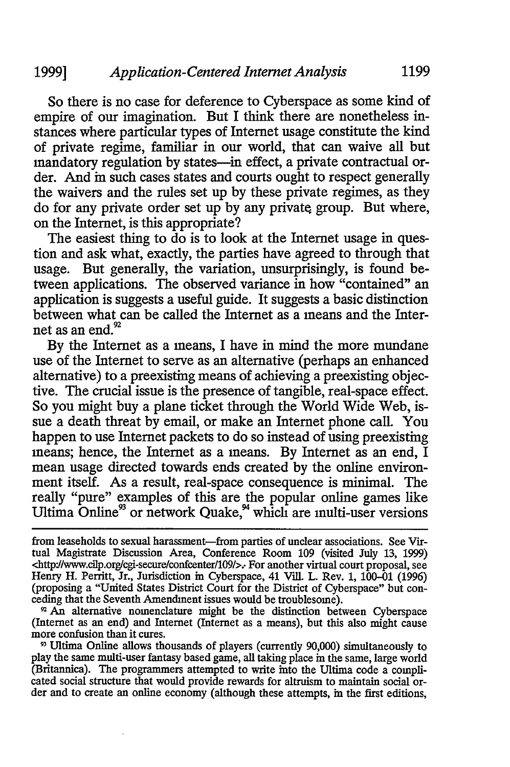So there is no case for deference to Cyberspace as some kind of empire of our imagination. But I think there are nonetheless instances where particular types of Internet usage constitute the kind of private regime, familiar in our world, that can waive all but mandatory regulation by states—in effect, a private contractual order. And in such cases states and courts ought to respect generally the waivers and the rules set up by these private regimes, as they do for any private order set up by any private group. But where, on the Internet, is this appropriate?

The easiest thing to do is to look at the Internet usage in question and ask what, exactly, the parties have agreed to through that usage. But generally, the variation, unsurprisingly, is found between applications. The observed variance in how "contained" an application is suggests a useful guide. It suggests a basic distinction between what can be called the Internet as a means and the Internet as an end.[92]

By the Internet as a means, I have in mind the more mundane use of the Internet to serve as an alternative (perhaps an enhanced alternative) to a preexisting means of achieving a preexisting objective. The crucial issue is the presence of tangible, real-space effect. So you might buy a plane ticket through the World Wide Web, issue a death threat by email, or make an Internet phone call. You happen to use Internet packets to do so instead of using preexisting means; hence, the Internet as a means. By Internet as an end, I mean usage directed towards ends created by the online environment itself. As a result, real-space consequence is minimal. The really "pure" examples of this are the popular online games like Ultima Online[93] or network Quake,[94] which are multi-user versions

---

from leaseholds to sexual harassment—from parties of unclear associations. See Virtual Magistrate Discussion Area, Conference Room 109 (visited July 13, 1999) <http://www.cilp.org/cgi-secure/confcenter/109/>. For another virtual court proposal, see Henry H. Perritt, Jr., Jurisdiction in Cyberspace, 41 Vill. L. Rev. 1, 100–01 (1996) (proposing a "United States District Court for the District of Cyberspace" but conceding that the Seventh Amendment issues would be troublesome).

[92] An alternative nomenclature might be the distinction between Cyberspace (Internet as an end) and Internet (Internet as a means), but this also might cause more confusion than it cures.

[93] Ultima Online allows thousands of players (currently 90,000) simultaneously to play the same multi-user fantasy based game, all taking place in the same, large world (Britannica). The programmers attempted to write into the Ultima code a complicated social structure that would provide rewards for altruism to maintain social order and to create an online economy (although these attempts, in the first editions,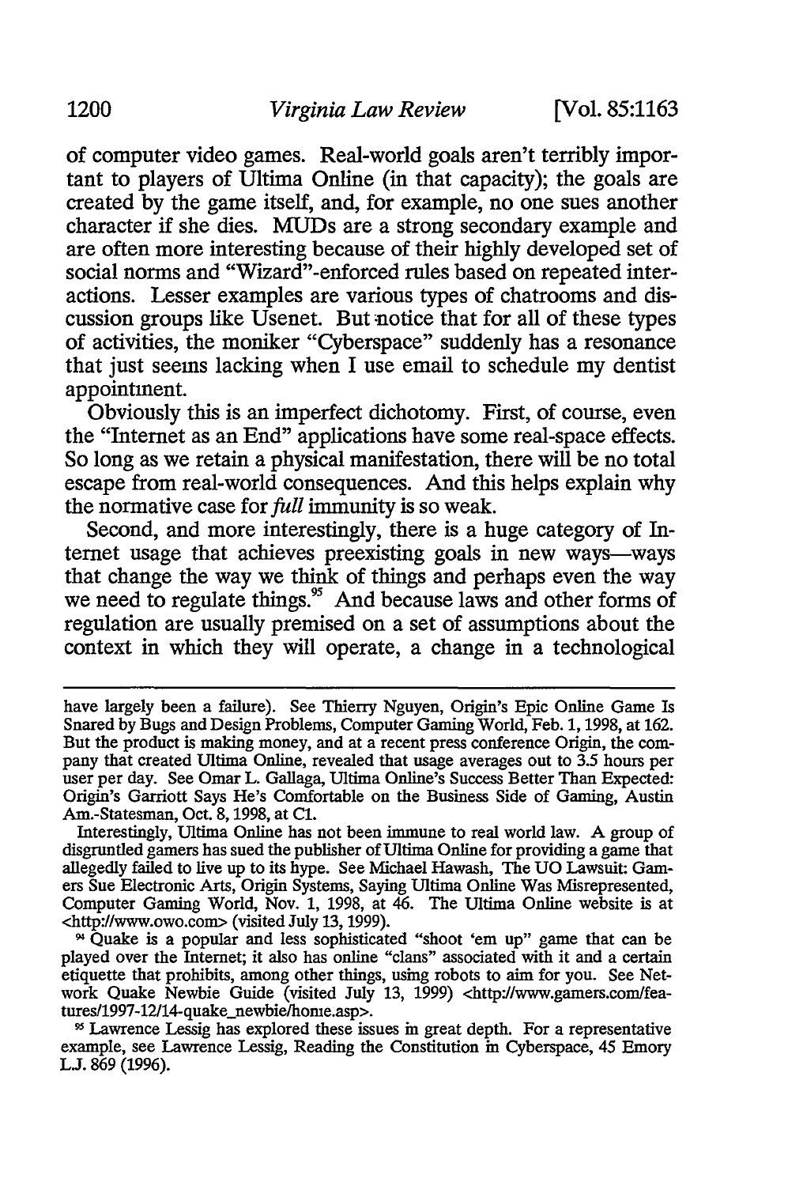of computer video games. Real-world goals aren't terribly important to players of Ultima Online (in that capacity); the goals are created by the game itself, and, for example, no one sues another character if she dies. MUDs are a strong secondary example and are often more interesting because of their highly developed set of social norms and "Wizard"-enforced rules based on repeated interactions. Lesser examples are various types of chatrooms and discussion groups like Usenet. But notice that for all of these types of activities, the moniker "Cyberspace" suddenly has a resonance that just seems lacking when I use email to schedule my dentist appointment.

Obviously this is an imperfect dichotomy. First, of course, even the "Internet as an End" applications have some real-space effects. So long as we retain a physical manifestation, there will be no total escape from real-world consequences. And this helps explain why the normative case for *full* immunity is so weak.

Second, and more interestingly, there is a huge category of Internet usage that achieves preexisting goals in new ways—ways that change the way we think of things and perhaps even the way we need to regulate things.[95] And because laws and other forms of regulation are usually premised on a set of assumptions about the context in which they will operate, a change in a technological

---

have largely been a failure). See Thierry Nguyen, Origin's Epic Online Game Is Snared by Bugs and Design Problems, Computer Gaming World, Feb. 1, 1998, at 162. But the product is making money, and at a recent press conference Origin, the company that created Ultima Online, revealed that usage averages out to 3.5 hours per user per day. See Omar L. Gallaga, Ultima Online's Success Better Than Expected: Origin's Garriott Says He's Comfortable on the Business Side of Gaming, Austin Am.-Statesman, Oct. 8, 1998, at C1.

Interestingly, Ultima Online has not been immune to real world law. A group of disgruntled gamers has sued the publisher of Ultima Online for providing a game that allegedly failed to live up to its hype. See Michael Hawash, The UO Lawsuit: Gamers Sue Electronic Arts, Origin Systems, Saying Ultima Online Was Misrepresented, Computer Gaming World, Nov. 1, 1998, at 46. The Ultima Online website is at <http://www.owo.com> (visited July 13, 1999).

[94] Quake is a popular and less sophisticated "shoot 'em up" game that can be played over the Internet; it also has online "clans" associated with it and a certain etiquette that prohibits, among other things, using robots to aim for you. See Network Quake Newbie Guide (visited July 13, 1999) <http://www.gamers.com/features/1997-12/14-quake_newbie/home.asp>.

[95] Lawrence Lessig has explored these issues in great depth. For a representative example, see Lawrence Lessig, Reading the Constitution in Cyberspace, 45 Emory L.J. 869 (1996).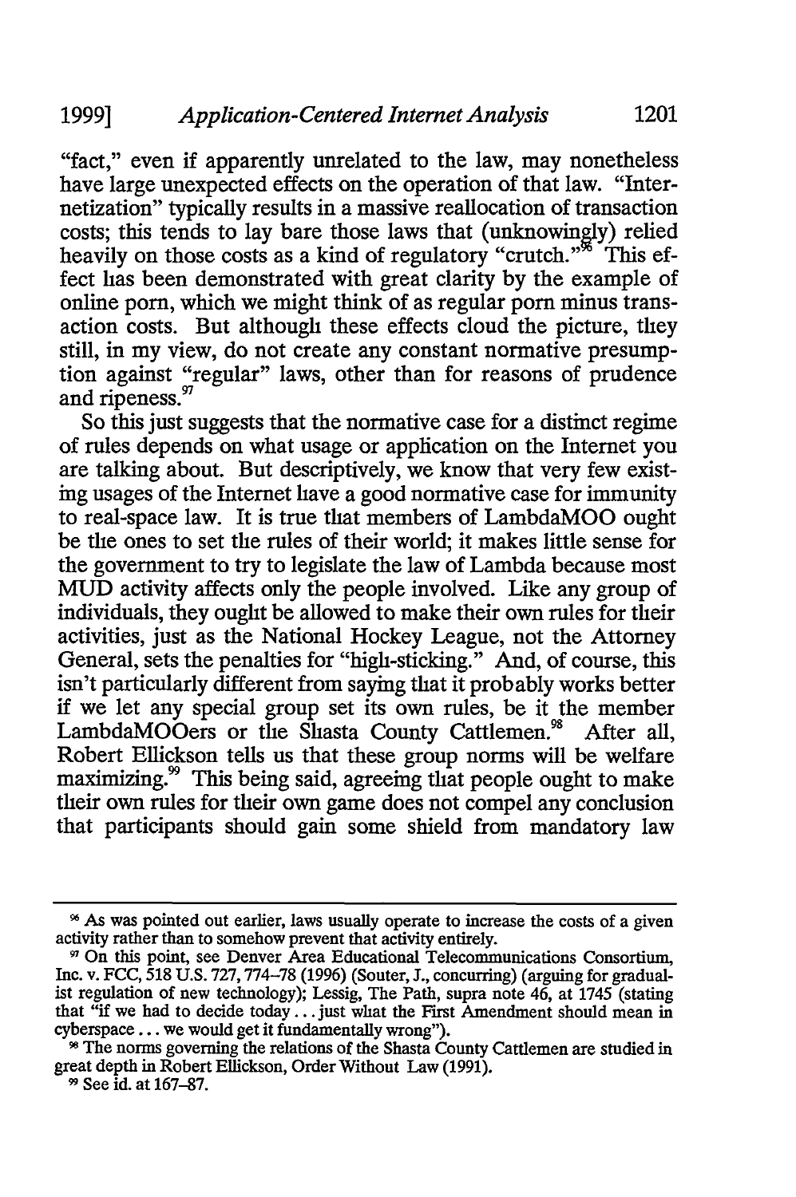"fact," even if apparently unrelated to the law, may nonetheless have large unexpected effects on the operation of that law. "Internetization" typically results in a massive reallocation of transaction costs; this tends to lay bare those laws that (unknowingly) relied heavily on those costs as a kind of regulatory "crutch."[96] This effect has been demonstrated with great clarity by the example of online porn, which we might think of as regular porn minus transaction costs. But although these effects cloud the picture, they still, in my view, do not create any constant normative presumption against "regular" laws, other than for reasons of prudence and ripeness.[97]

So this just suggests that the normative case for a distinct regime of rules depends on what usage or application on the Internet you are talking about. But descriptively, we know that very few existing usages of the Internet have a good normative case for immunity to real-space law. It is true that members of LambdaMOO ought be the ones to set the rules of their world; it makes little sense for the government to try to legislate the law of Lambda because most MUD activity affects only the people involved. Like any group of individuals, they ought be allowed to make their own rules for their activities, just as the National Hockey League, not the Attorney General, sets the penalties for "high-sticking." And, of course, this isn't particularly different from saying that it probably works better if we let any special group set its own rules, be it the member LambdaMOOers or the Shasta County Cattlemen.[98] After all, Robert Ellickson tells us that these group norms will be welfare maximizing.[99] This being said, agreeing that people ought to make their own rules for their own game does not compel any conclusion that participants should gain some shield from mandatory law

---

[96] As was pointed out earlier, laws usually operate to increase the costs of a given activity rather than to somehow prevent that activity entirely.

[97] On this point, see Denver Area Educational Telecommunications Consortium, Inc. v. FCC, 518 U.S. 727, 774–78 (1996) (Souter, J., concurring) (arguing for gradualist regulation of new technology); Lessig, The Path, supra note 46, at 1745 (stating that "if we had to decide today . . . just what the First Amendment should mean in cyberspace . . . we would get it fundamentally wrong").

[98] The norms governing the relations of the Shasta County Cattlemen are studied in great depth in Robert Ellickson, Order Without Law (1991).

[99] See id. at 167–87.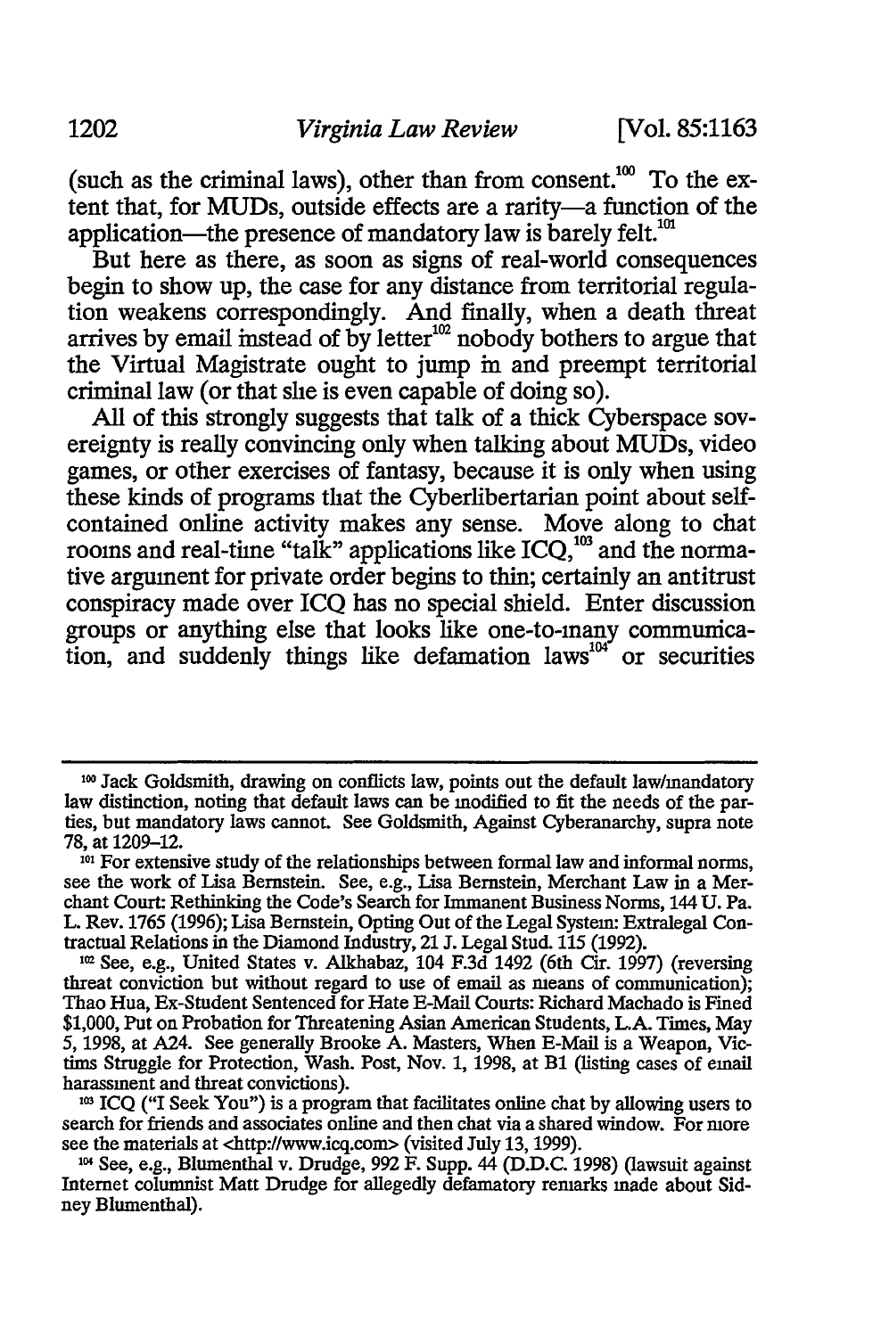(such as the criminal laws), other than from consent.[100] To the extent that, for MUDs, outside effects are a rarity—a function of the application—the presence of mandatory law is barely felt.[101]

But here as there, as soon as signs of real-world consequences begin to show up, the case for any distance from territorial regulation weakens correspondingly. And finally, when a death threat arrives by email instead of by letter[102] nobody bothers to argue that the Virtual Magistrate ought to jump in and preempt territorial criminal law (or that she is even capable of doing so).

All of this strongly suggests that talk of a thick Cyberspace sovereignty is really convincing only when talking about MUDs, video games, or other exercises of fantasy, because it is only when using these kinds of programs that the Cyberlibertarian point about self-contained online activity makes any sense. Move along to chat rooms and real-time "talk" applications like ICQ,[103] and the normative argument for private order begins to thin; certainly an antitrust conspiracy made over ICQ has no special shield. Enter discussion groups or anything else that looks like one-to-many communication, and suddenly things like defamation laws[104] or securities

---

[100] Jack Goldsmith, drawing on conflicts law, points out the default law/mandatory law distinction, noting that default laws can be modified to fit the needs of the parties, but mandatory laws cannot. See Goldsmith, Against Cyberanarchy, supra note 78, at 1209–12.

[101] For extensive study of the relationships between formal law and informal norms, see the work of Lisa Bernstein. See, e.g., Lisa Bernstein, Merchant Law in a Merchant Court: Rethinking the Code's Search for Immanent Business Norms, 144 U. Pa. L. Rev. 1765 (1996); Lisa Bernstein, Opting Out of the Legal System: Extralegal Contractual Relations in the Diamond Industry, 21 J. Legal Stud. 115 (1992).

[102] See, e.g., United States v. Alkhabaz, 104 F.3d 1492 (6th Cir. 1997) (reversing threat conviction but without regard to use of email as means of communication); Thao Hua, Ex-Student Sentenced for Hate E-Mail Courts: Richard Machado is Fined $1,000, Put on Probation for Threatening Asian American Students, L.A. Times, May 5, 1998, at A24. See generally Brooke A. Masters, When E-Mail is a Weapon, Victims Struggle for Protection, Wash. Post, Nov. 1, 1998, at B1 (listing cases of email harassment and threat convictions).

[103] ICQ ("I Seek You") is a program that facilitates online chat by allowing users to search for friends and associates online and then chat via a shared window. For more see the materials at <http://www.icq.com> (visited July 13, 1999).

[104] See, e.g., Blumenthal v. Drudge, 992 F. Supp. 44 (D.D.C. 1998) (lawsuit against Internet columnist Matt Drudge for allegedly defamatory remarks made about Sidney Blumenthal).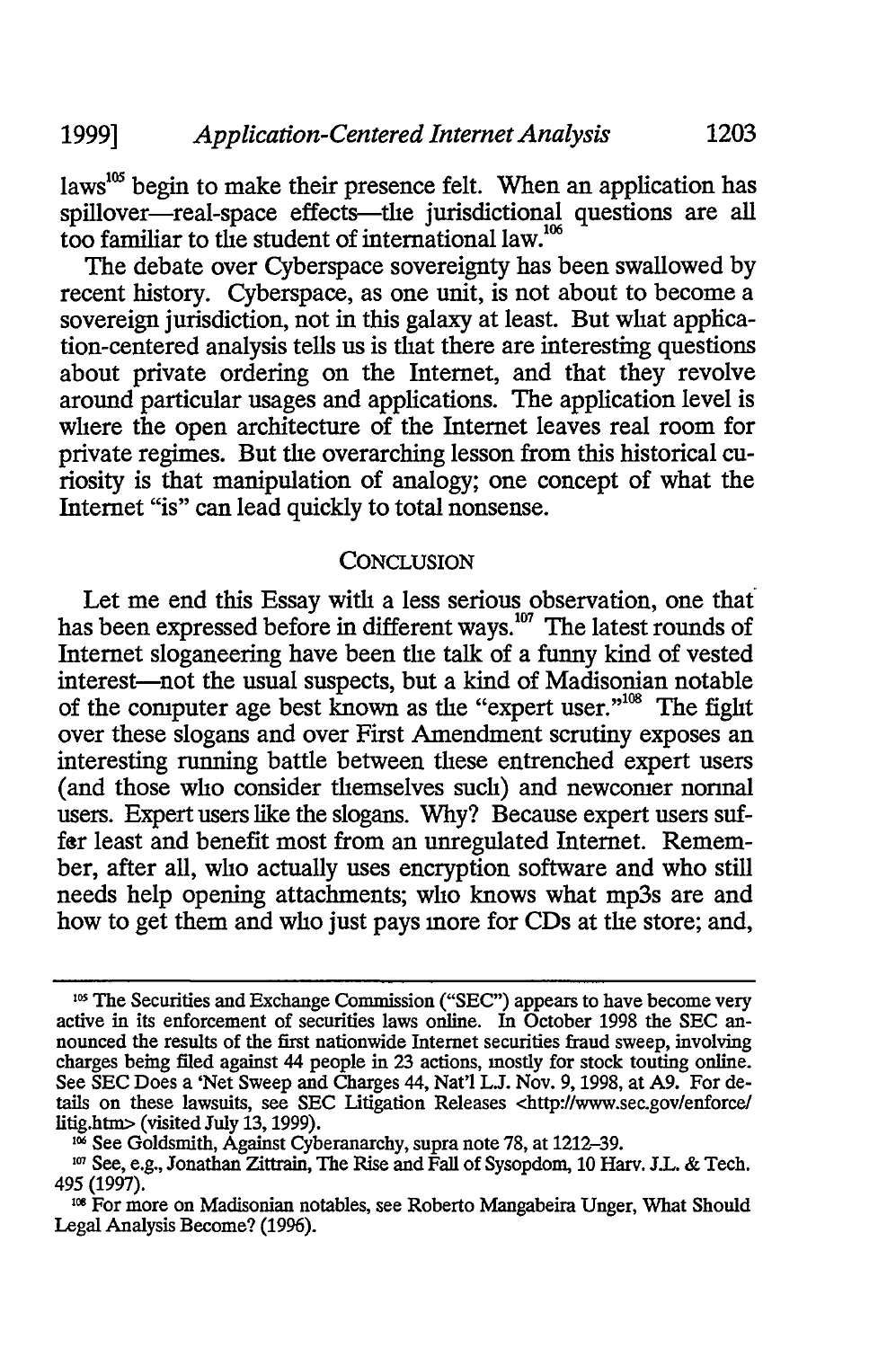laws[105] begin to make their presence felt. When an application has spillover—real-space effects—the jurisdictional questions are all too familiar to the student of international law.[106]

The debate over Cyberspace sovereignty has been swallowed by recent history. Cyberspace, as one unit, is not about to become a sovereign jurisdiction, not in this galaxy at least. But what application-centered analysis tells us is that there are interesting questions about private ordering on the Internet, and that they revolve around particular usages and applications. The application level is where the open architecture of the Internet leaves real room for private regimes. But the overarching lesson from this historical curiosity is that manipulation of analogy; one concept of what the Internet "is" can lead quickly to total nonsense.

## CONCLUSION

Let me end this Essay with a less serious observation, one that has been expressed before in different ways.[107] The latest rounds of Internet sloganeering have been the talk of a funny kind of vested interest—not the usual suspects, but a kind of Madisonian notable of the computer age best known as the "expert user."[108] The fight over these slogans and over First Amendment scrutiny exposes an interesting running battle between these entrenched expert users (and those who consider themselves such) and newcomer normal users. Expert users like the slogans. Why? Because expert users suffer least and benefit most from an unregulated Internet. Remember, after all, who actually uses encryption software and who still needs help opening attachments; who knows what mp3s are and how to get them and who just pays more for CDs at the store; and,

---

[105] The Securities and Exchange Commission ("SEC") appears to have become very active in its enforcement of securities laws online. In October 1998 the SEC announced the results of the first nationwide Internet securities fraud sweep, involving charges being filed against 44 people in 23 actions, mostly for stock touting online. See SEC Does a 'Net Sweep and Charges 44, Nat'l L.J. Nov. 9, 1998, at A9. For details on these lawsuits, see SEC Litigation Releases <http://www.sec.gov/enforce/litig.htm> (visited July 13, 1999).

[106] See Goldsmith, Against Cyberanarchy, supra note 78, at 1212–39.

[107] See, e.g., Jonathan Zittrain, The Rise and Fall of Sysopdom, 10 Harv. J.L. & Tech. 495 (1997).

[108] For more on Madisonian notables, see Roberto Mangabeira Unger, What Should Legal Analysis Become? (1996).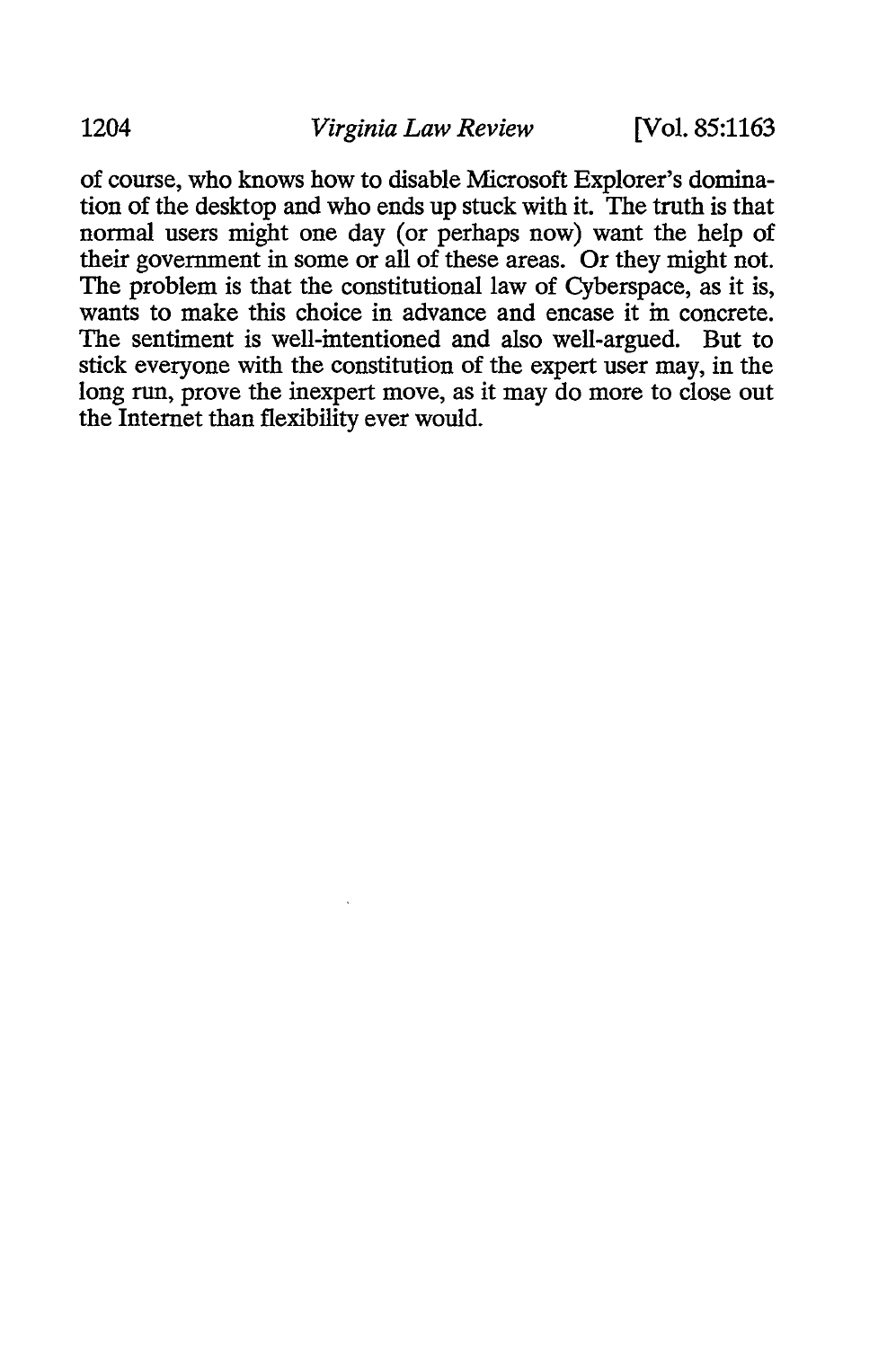of course, who knows how to disable Microsoft Explorer's domination of the desktop and who ends up stuck with it. The truth is that normal users might one day (or perhaps now) want the help of their government in some or all of these areas. Or they might not. The problem is that the constitutional law of Cyberspace, as it is, wants to make this choice in advance and encase it in concrete. The sentiment is well-intentioned and also well-argued. But to stick everyone with the constitution of the expert user may, in the long run, prove the inexpert move, as it may do more to close out the Internet than flexibility ever would.